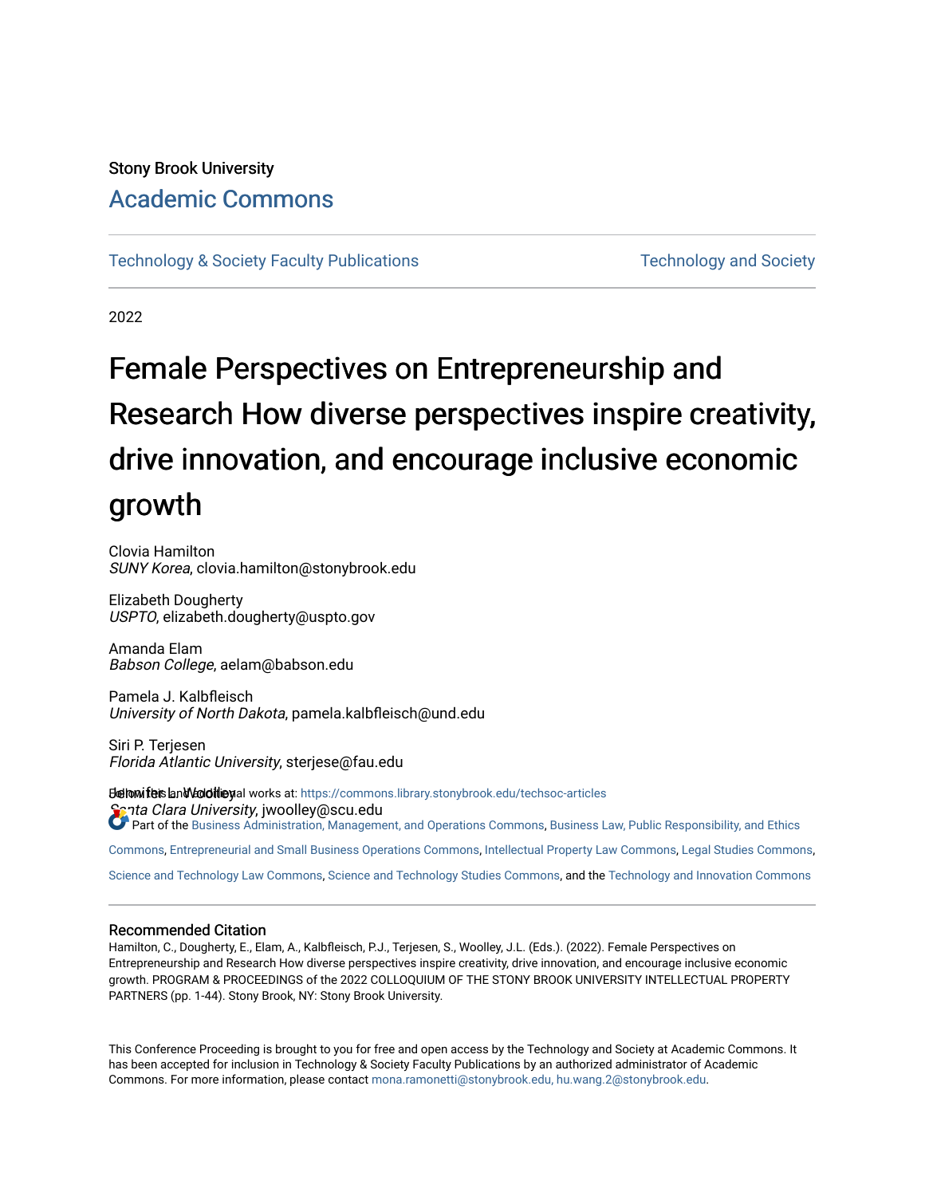Stony Brook University

Academic Commons

Technology & Society Faculty Publications

Technology and Society

2022

# Female Perspectives on Entrepreneurship and Research How diverse perspectives inspire creativity, drive innovation, and encourage inclusive economic growth

Clovia Hamilton
*SUNY Korea*, clovia.hamilton@stonybrook.edu

Elizabeth Dougherty
*USPTO*, elizabeth.dougherty@uspto.gov

Amanda Elam
*Babson College*, aelam@babson.edu

Pamela J. Kalbfleisch
*University of North Dakota*, pamela.kalbfleisch@und.edu

Siri P. Terjesen
*Florida Atlantic University*, sterjese@fau.edu

Jennifer L. Woolley
*Santa Clara University*, jwoolley@scu.edu

Follow this and additional works at: https://commons.library.stonybrook.edu/techsoc-articles

Part of the Business Administration, Management, and Operations Commons, Business Law, Public Responsibility, and Ethics Commons, Entrepreneurial and Small Business Operations Commons, Intellectual Property Law Commons, Legal Studies Commons, Science and Technology Law Commons, Science and Technology Studies Commons, and the Technology and Innovation Commons

## Recommended Citation

Hamilton, C., Dougherty, E., Elam, A., Kalbfleisch, P.J., Terjesen, S., Woolley, J.L. (Eds.). (2022). Female Perspectives on Entrepreneurship and Research How diverse perspectives inspire creativity, drive innovation, and encourage inclusive economic growth. PROGRAM & PROCEEDINGS of the 2022 COLLOQUIUM OF THE STONY BROOK UNIVERSITY INTELLECTUAL PROPERTY PARTNERS (pp. 1-44). Stony Brook, NY: Stony Brook University.

This Conference Proceeding is brought to you for free and open access by the Technology and Society at Academic Commons. It has been accepted for inclusion in Technology & Society Faculty Publications by an authorized administrator of Academic Commons. For more information, please contact mona.ramonetti@stonybrook.edu, hu.wang.2@stonybrook.edu.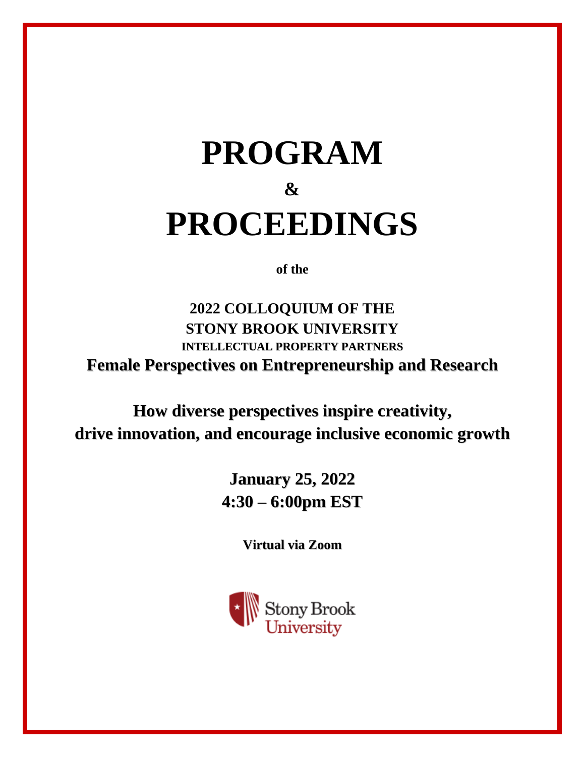# PROGRAM

**&**

# PROCEEDINGS

**of the**

**2022 COLLOQUIUM OF THE**
**STONY BROOK UNIVERSITY**
**INTELLECTUAL PROPERTY PARTNERS**

## Female Perspectives on Entrepreneurship and Research

**How diverse perspectives inspire creativity, drive innovation, and encourage inclusive economic growth**

**January 25, 2022**
**4:30 – 6:00pm EST**

**Virtual via Zoom**

Stony Brook University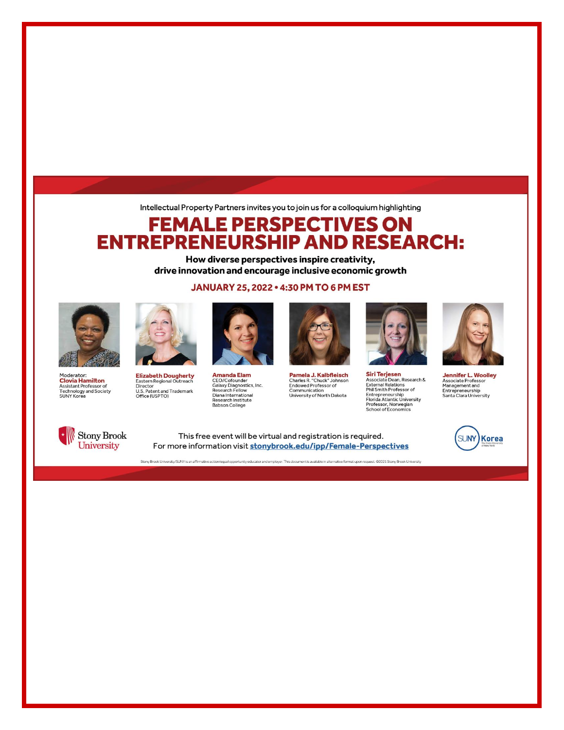Intellectual Property Partners invites you to join us for a colloquium highlighting

# FEMALE PERSPECTIVES ON ENTREPRENEURSHIP AND RESEARCH:

**How diverse perspectives inspire creativity, drive innovation and encourage inclusive economic growth**

## JANUARY 25, 2022 • 4:30 PM TO 6 PM EST

Moderator:
**Clovia Hamilton**
Assistant Professor of Technology and Society
SUNY Korea

**Elizabeth Dougherty**
Eastern Regional Outreach Director
U.S. Patent and Trademark Office (USPTO)

**Amanda Elam**
CEO/Cofounder
Galaxy Diagnostics, Inc.
Research Fellow
Diana International Research Institute
Babson College

**Pamela J. Kalbfleisch**
Charles R. "Chuck" Johnson Endowed Professor of Communication
University of North Dakota

**Siri Terjesen**
Associate Dean, Research & External Relations
Phil Smith Professor of Entrepreneurship
Florida Atlantic University
Professor, Norwegian School of Economics

**Jennifer L. Woolley**
Associate Professor
Management and Entrepreneurship
Santa Clara University

Stony Brook University

This free event will be virtual and registration is required.
For more information visit **stonybrook.edu/ipp/Female-Perspectives**

SUNY Korea

Stony Brook University/SUNY is an affirmative action/equal opportunity educator and employer. This document is available in alternative format upon request. ©2021 Stony Brook University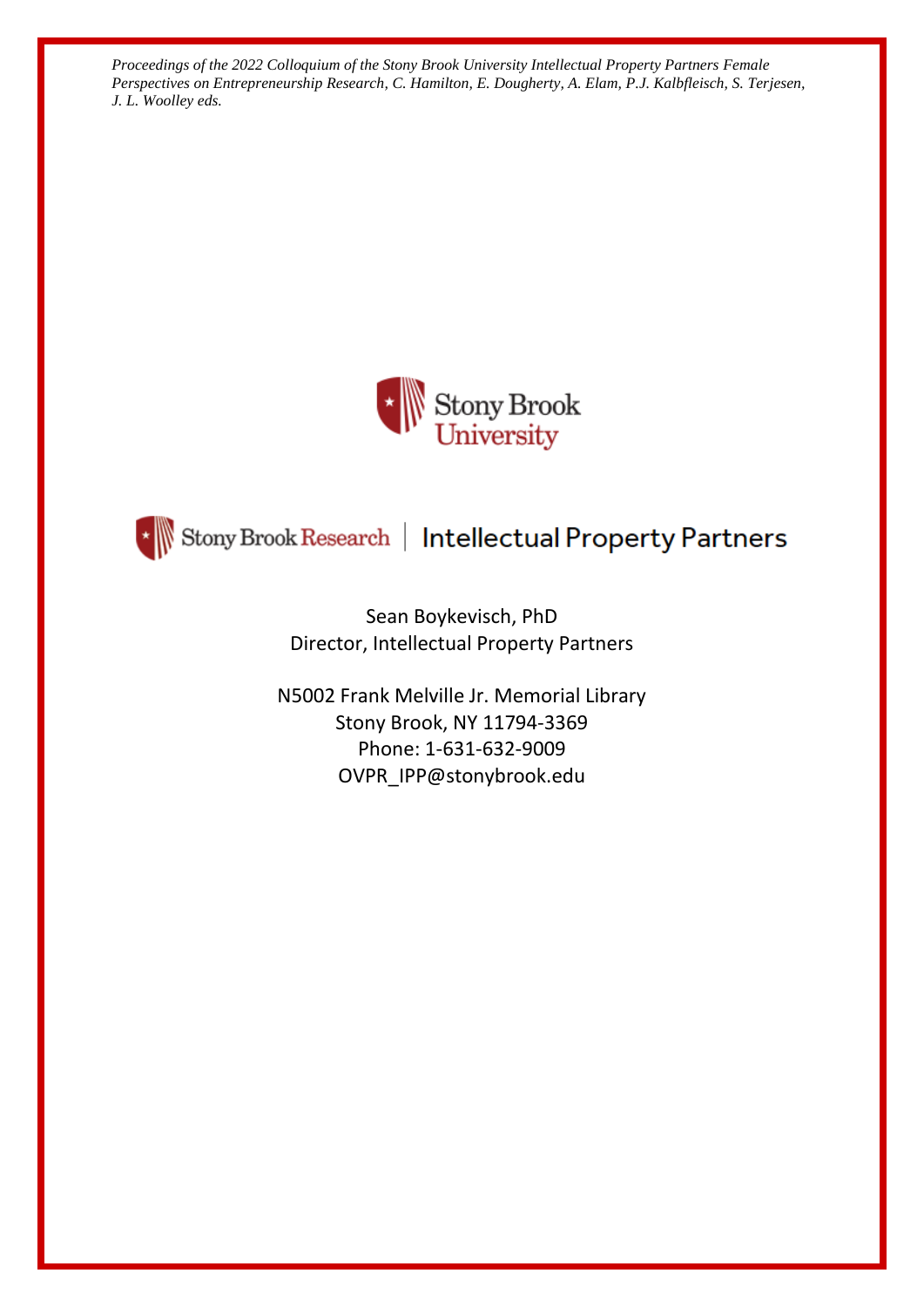*Proceedings of the 2022 Colloquium of the Stony Brook University Intellectual Property Partners Female Perspectives on Entrepreneurship Research, C. Hamilton, E. Dougherty, A. Elam, P.J. Kalbfleisch, S. Terjesen, J. L. Woolley eds.*

Stony Brook University

Stony Brook Research | Intellectual Property Partners

Sean Boykevisch, PhD
Director, Intellectual Property Partners

N5002 Frank Melville Jr. Memorial Library
Stony Brook, NY 11794-3369
Phone: 1-631-632-9009
OVPR_IPP@stonybrook.edu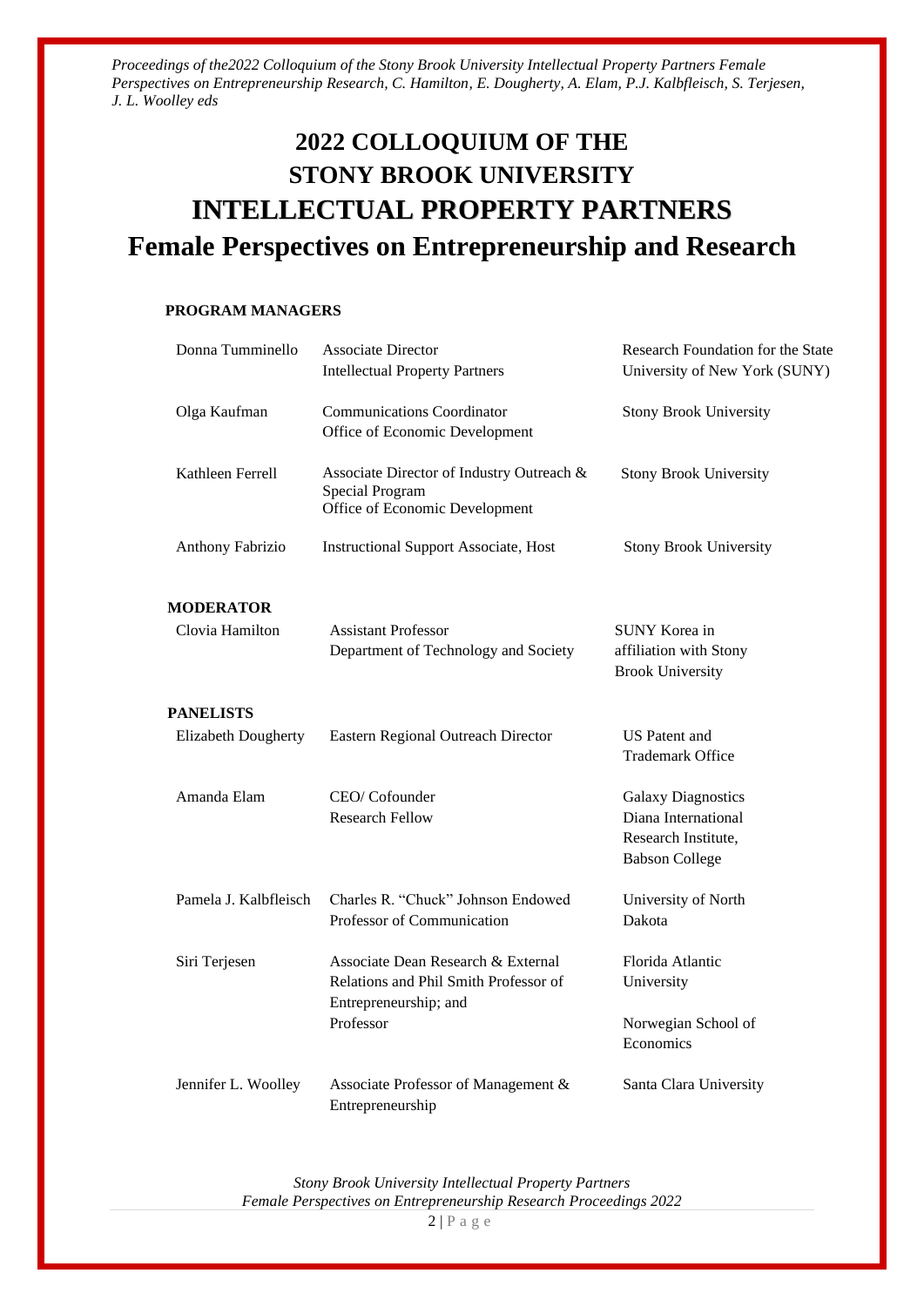# 2022 COLLOQUIUM OF THE STONY BROOK UNIVERSITY INTELLECTUAL PROPERTY PARTNERS

## Female Perspectives on Entrepreneurship and Research

**PROGRAM MANAGERS**

| | | |
|---|---|---|
| Donna Tumminello | Associate Director<br>Intellectual Property Partners | Research Foundation for the State University of New York (SUNY) |
| Olga Kaufman | Communications Coordinator<br>Office of Economic Development | Stony Brook University |
| Kathleen Ferrell | Associate Director of Industry Outreach & Special Program<br>Office of Economic Development | Stony Brook University |
| Anthony Fabrizio | Instructional Support Associate, Host | Stony Brook University |

**MODERATOR**

| | | |
|---|---|---|
| Clovia Hamilton | Assistant Professor<br>Department of Technology and Society | SUNY Korea in affiliation with Stony Brook University |

**PANELISTS**

| | | |
|---|---|---|
| Elizabeth Dougherty | Eastern Regional Outreach Director | US Patent and Trademark Office |
| Amanda Elam | CEO/ Cofounder<br>Research Fellow | Galaxy Diagnostics<br>Diana International Research Institute, Babson College |
| Pamela J. Kalbfleisch | Charles R. "Chuck" Johnson Endowed Professor of Communication | University of North Dakota |
| Siri Terjesen | Associate Dean Research & External Relations and Phil Smith Professor of Entrepreneurship; and<br>Professor | Florida Atlantic University<br><br>Norwegian School of Economics |
| Jennifer L. Woolley | Associate Professor of Management & Entrepreneurship | Santa Clara University |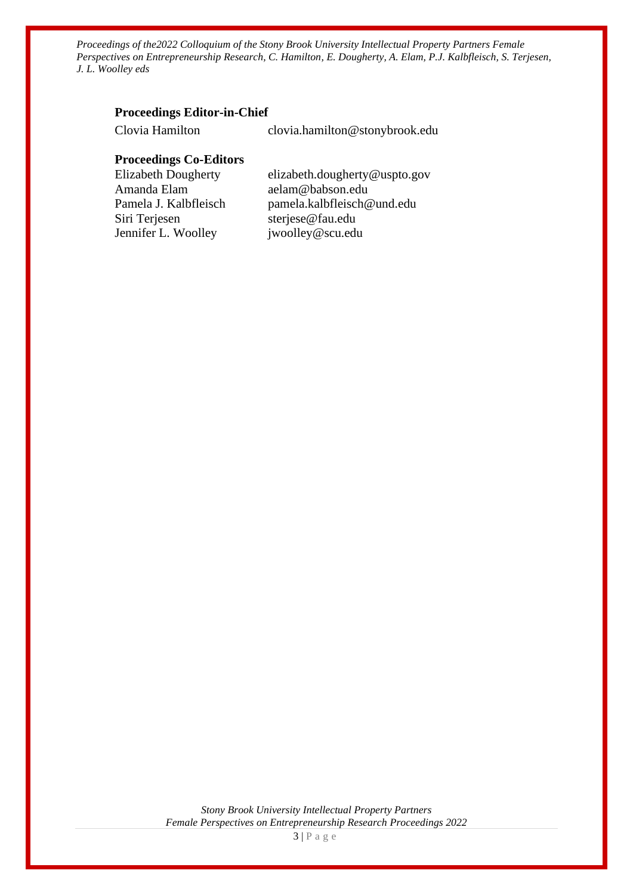**Proceedings Editor-in-Chief**

Clovia Hamilton clovia.hamilton@stonybrook.edu

**Proceedings Co-Editors**

Elizabeth Dougherty elizabeth.dougherty@uspto.gov
Amanda Elam aelam@babson.edu
Pamela J. Kalbfleisch pamela.kalbfleisch@und.edu
Siri Terjesen sterjese@fau.edu
Jennifer L. Woolley jwoolley@scu.edu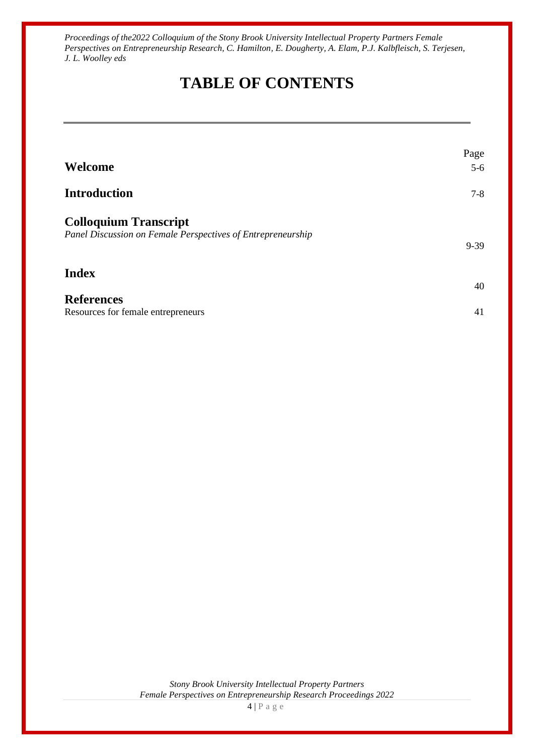# TABLE OF CONTENTS

| | Page |
|---|---|
| **Welcome** | 5-6 |
| **Introduction** | 7-8 |
| **Colloquium Transcript**<br>*Panel Discussion on Female Perspectives of Entrepreneurship* | 9-39 |
| **Index** | 40 |
| **References**<br>Resources for female entrepreneurs | 41 |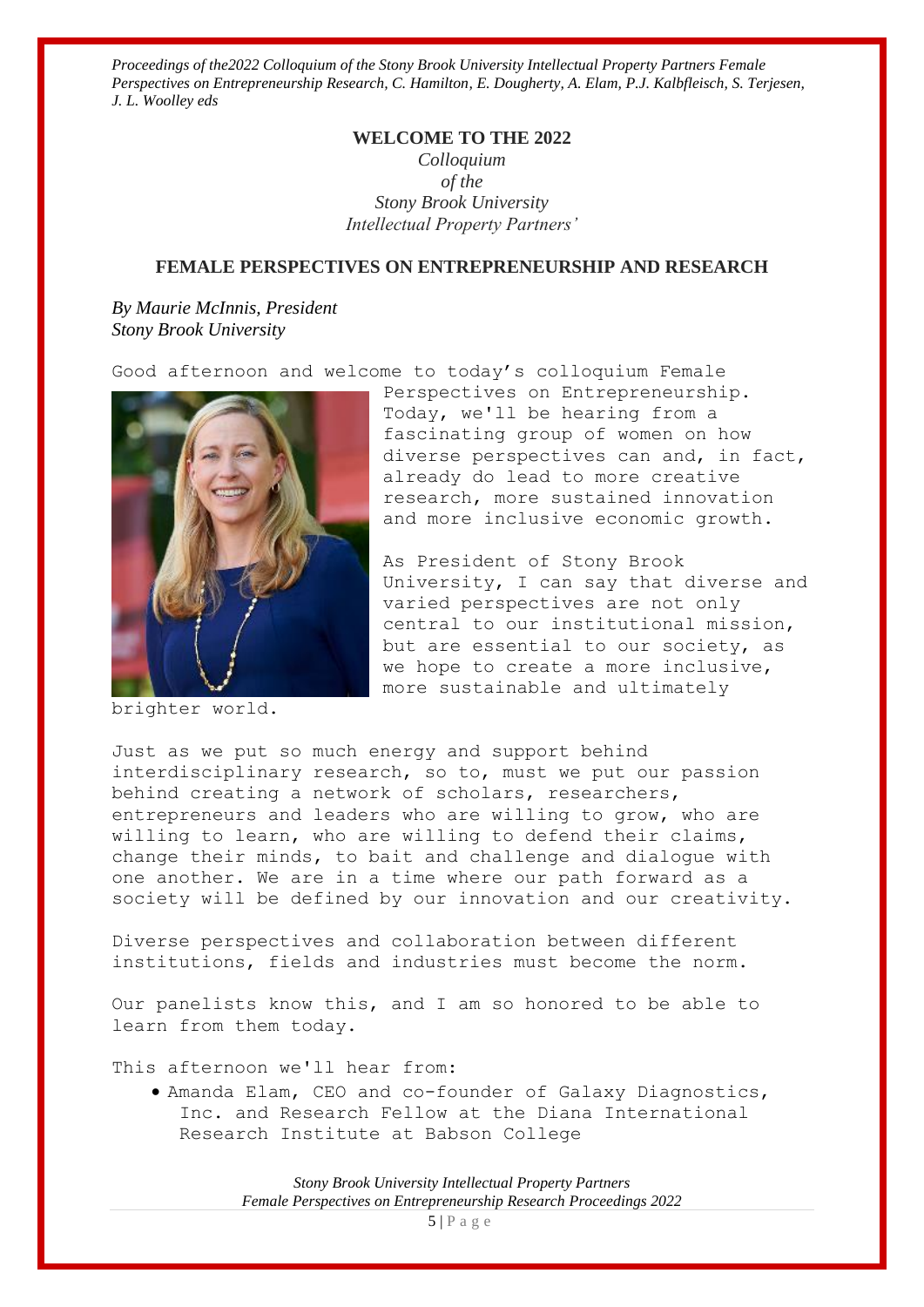# WELCOME TO THE 2022

*Colloquium*
*of the*
*Stony Brook University*
*Intellectual Property Partners'*

## FEMALE PERSPECTIVES ON ENTREPRENEURSHIP AND RESEARCH

*By Maurie McInnis, President*
*Stony Brook University*

Good afternoon and welcome to today's colloquium Female Perspectives on Entrepreneurship. Today, we'll be hearing from a fascinating group of women on how diverse perspectives can and, in fact, already do lead to more creative research, more sustained innovation and more inclusive economic growth.

As President of Stony Brook University, I can say that diverse and varied perspectives are not only central to our institutional mission, but are essential to our society, as we hope to create a more inclusive, more sustainable and ultimately brighter world.

Just as we put so much energy and support behind interdisciplinary research, so to, must we put our passion behind creating a network of scholars, researchers, entrepreneurs and leaders who are willing to grow, who are willing to learn, who are willing to defend their claims, change their minds, to bait and challenge and dialogue with one another. We are in a time where our path forward as a society will be defined by our innovation and our creativity.

Diverse perspectives and collaboration between different institutions, fields and industries must become the norm.

Our panelists know this, and I am so honored to be able to learn from them today.

This afternoon we'll hear from:

- Amanda Elam, CEO and co-founder of Galaxy Diagnostics, Inc. and Research Fellow at the Diana International Research Institute at Babson College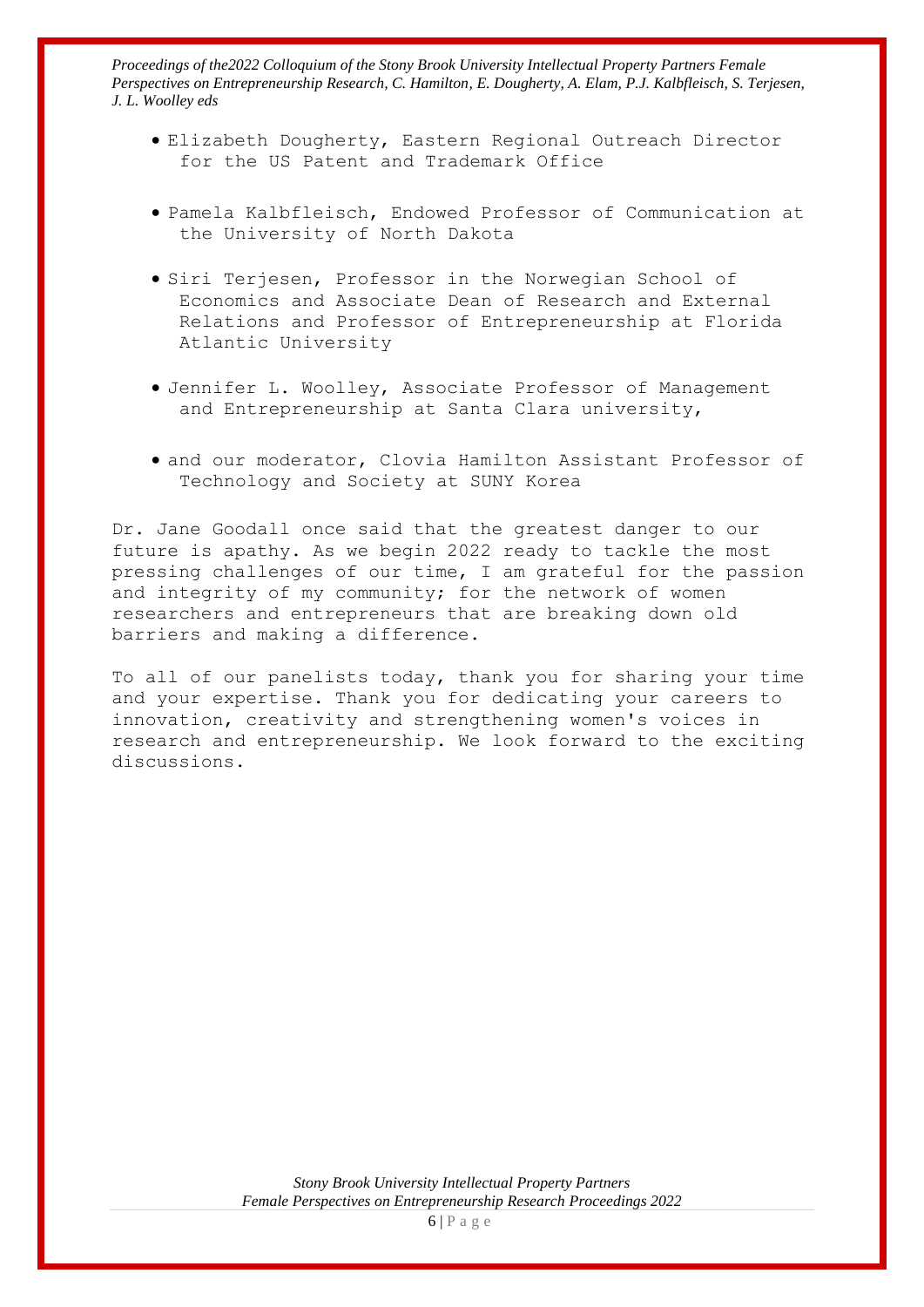- Elizabeth Dougherty, Eastern Regional Outreach Director for the US Patent and Trademark Office

- Pamela Kalbfleisch, Endowed Professor of Communication at the University of North Dakota

- Siri Terjesen, Professor in the Norwegian School of Economics and Associate Dean of Research and External Relations and Professor of Entrepreneurship at Florida Atlantic University

- Jennifer L. Woolley, Associate Professor of Management and Entrepreneurship at Santa Clara university,

- and our moderator, Clovia Hamilton Assistant Professor of Technology and Society at SUNY Korea

Dr. Jane Goodall once said that the greatest danger to our future is apathy. As we begin 2022 ready to tackle the most pressing challenges of our time, I am grateful for the passion and integrity of my community; for the network of women researchers and entrepreneurs that are breaking down old barriers and making a difference.

To all of our panelists today, thank you for sharing your time and your expertise. Thank you for dedicating your careers to innovation, creativity and strengthening women's voices in research and entrepreneurship. We look forward to the exciting discussions.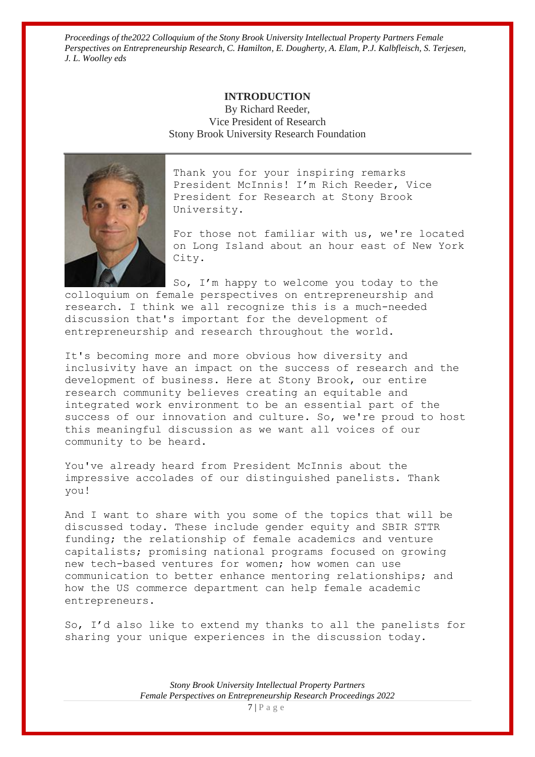# INTRODUCTION

By Richard Reeder,
Vice President of Research
Stony Brook University Research Foundation

---

Thank you for your inspiring remarks President McInnis! I'm Rich Reeder, Vice President for Research at Stony Brook University.

For those not familiar with us, we're located on Long Island about an hour east of New York City.

So, I'm happy to welcome you today to the colloquium on female perspectives on entrepreneurship and research. I think we all recognize this is a much-needed discussion that's important for the development of entrepreneurship and research throughout the world.

It's becoming more and more obvious how diversity and inclusivity have an impact on the success of research and the development of business. Here at Stony Brook, our entire research community believes creating an equitable and integrated work environment to be an essential part of the success of our innovation and culture. So, we're proud to host this meaningful discussion as we want all voices of our community to be heard.

You've already heard from President McInnis about the impressive accolades of our distinguished panelists. Thank you!

And I want to share with you some of the topics that will be discussed today. These include gender equity and SBIR STTR funding; the relationship of female academics and venture capitalists; promising national programs focused on growing new tech-based ventures for women; how women can use communication to better enhance mentoring relationships; and how the US commerce department can help female academic entrepreneurs.

So, I'd also like to extend my thanks to all the panelists for sharing your unique experiences in the discussion today.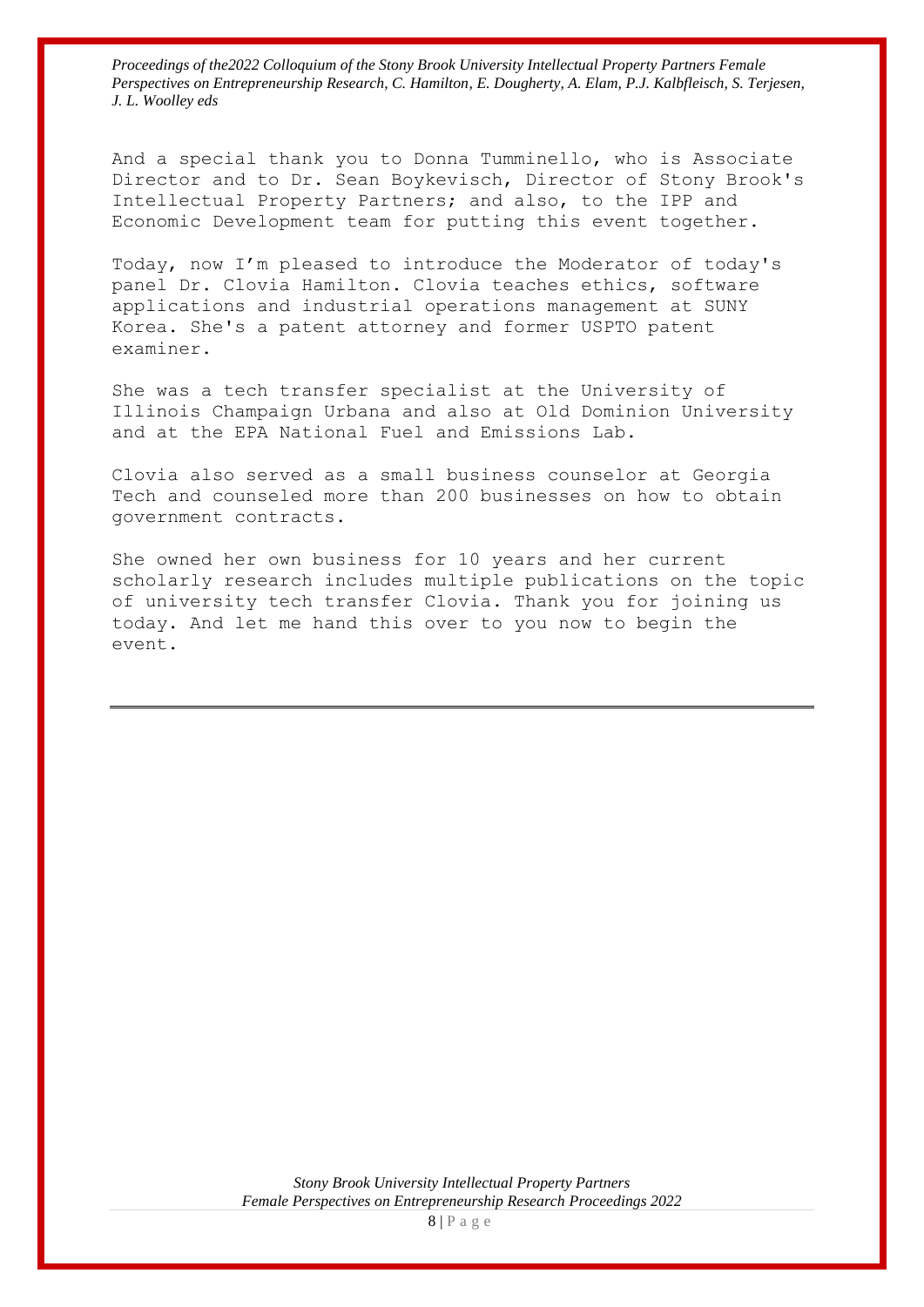And a special thank you to Donna Tumminello, who is Associate Director and to Dr. Sean Boykevisch, Director of Stony Brook's Intellectual Property Partners; and also, to the IPP and Economic Development team for putting this event together.

Today, now I’m pleased to introduce the Moderator of today's panel Dr. Clovia Hamilton. Clovia teaches ethics, software applications and industrial operations management at SUNY Korea. She's a patent attorney and former USPTO patent examiner.

She was a tech transfer specialist at the University of Illinois Champaign Urbana and also at Old Dominion University and at the EPA National Fuel and Emissions Lab.

Clovia also served as a small business counselor at Georgia Tech and counseled more than 200 businesses on how to obtain government contracts.

She owned her own business for 10 years and her current scholarly research includes multiple publications on the topic of university tech transfer Clovia. Thank you for joining us today. And let me hand this over to you now to begin the event.

---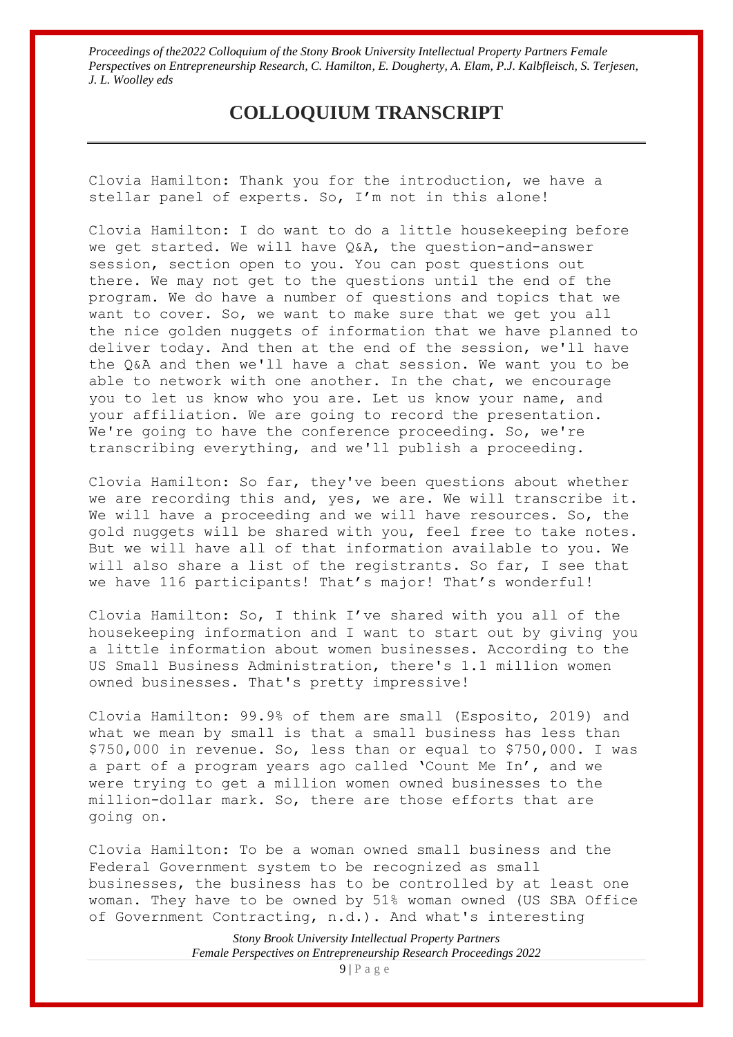# COLLOQUIUM TRANSCRIPT

Clovia Hamilton: Thank you for the introduction, we have a stellar panel of experts. So, I'm not in this alone!

Clovia Hamilton: I do want to do a little housekeeping before we get started. We will have Q&A, the question-and-answer session, section open to you. You can post questions out there. We may not get to the questions until the end of the program. We do have a number of questions and topics that we want to cover. So, we want to make sure that we get you all the nice golden nuggets of information that we have planned to deliver today. And then at the end of the session, we'll have the Q&A and then we'll have a chat session. We want you to be able to network with one another. In the chat, we encourage you to let us know who you are. Let us know your name, and your affiliation. We are going to record the presentation. We're going to have the conference proceeding. So, we're transcribing everything, and we'll publish a proceeding.

Clovia Hamilton: So far, they've been questions about whether we are recording this and, yes, we are. We will transcribe it. We will have a proceeding and we will have resources. So, the gold nuggets will be shared with you, feel free to take notes. But we will have all of that information available to you. We will also share a list of the registrants. So far, I see that we have 116 participants! That's major! That's wonderful!

Clovia Hamilton: So, I think I've shared with you all of the housekeeping information and I want to start out by giving you a little information about women businesses. According to the US Small Business Administration, there's 1.1 million women owned businesses. That's pretty impressive!

Clovia Hamilton: 99.9% of them are small (Esposito, 2019) and what we mean by small is that a small business has less than $750,000 in revenue. So, less than or equal to $750,000. I was a part of a program years ago called 'Count Me In', and we were trying to get a million women owned businesses to the million-dollar mark. So, there are those efforts that are going on.

Clovia Hamilton: To be a woman owned small business and the Federal Government system to be recognized as small businesses, the business has to be controlled by at least one woman. They have to be owned by 51% woman owned (US SBA Office of Government Contracting, n.d.). And what's interesting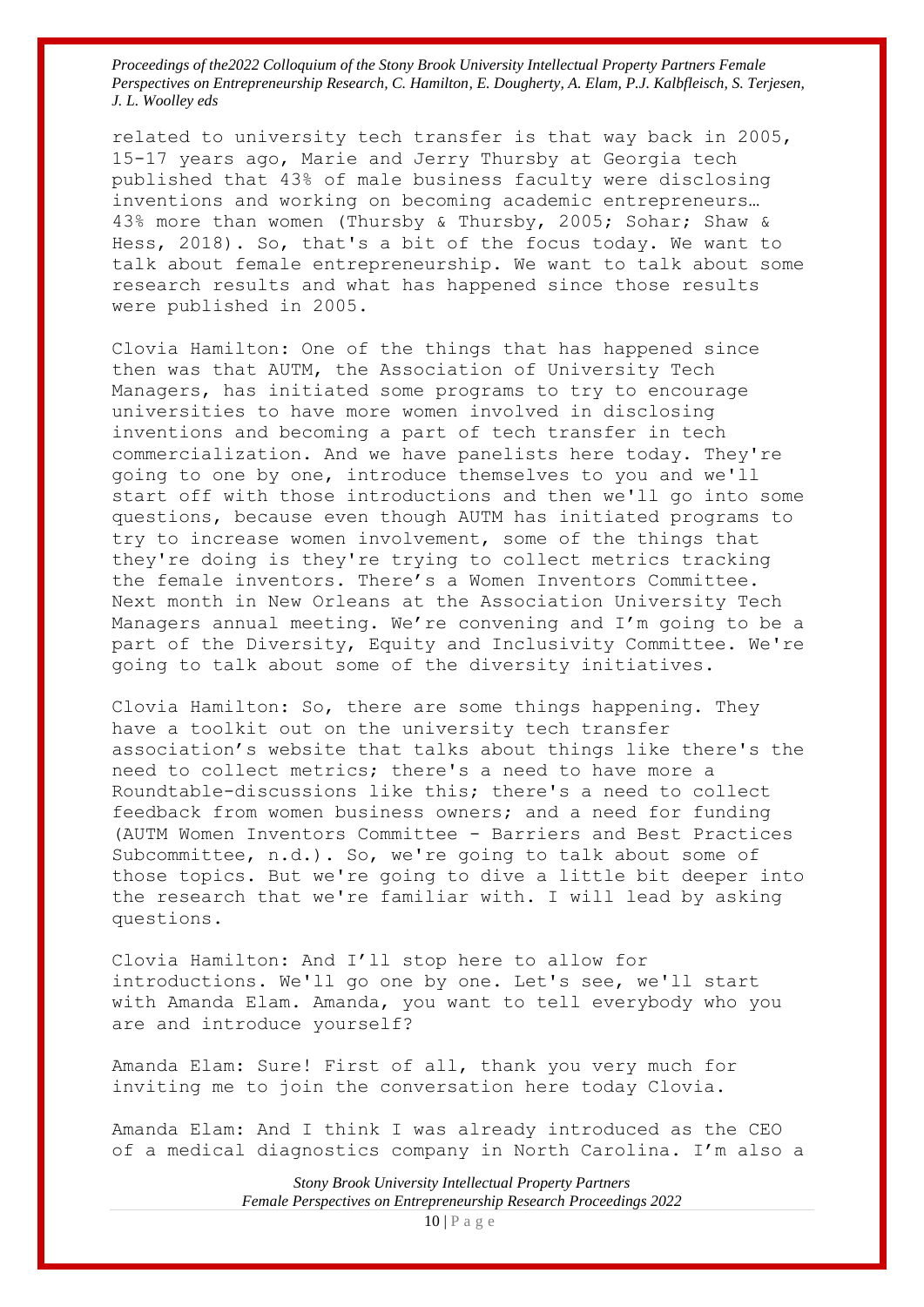related to university tech transfer is that way back in 2005, 15-17 years ago, Marie and Jerry Thursby at Georgia tech published that 43% of male business faculty were disclosing inventions and working on becoming academic entrepreneurs… 43% more than women (Thursby & Thursby, 2005; Sohar; Shaw & Hess, 2018). So, that's a bit of the focus today. We want to talk about female entrepreneurship. We want to talk about some research results and what has happened since those results were published in 2005.

Clovia Hamilton: One of the things that has happened since then was that AUTM, the Association of University Tech Managers, has initiated some programs to try to encourage universities to have more women involved in disclosing inventions and becoming a part of tech transfer in tech commercialization. And we have panelists here today. They're going to one by one, introduce themselves to you and we'll start off with those introductions and then we'll go into some questions, because even though AUTM has initiated programs to try to increase women involvement, some of the things that they're doing is they're trying to collect metrics tracking the female inventors. There's a Women Inventors Committee. Next month in New Orleans at the Association University Tech Managers annual meeting. We're convening and I'm going to be a part of the Diversity, Equity and Inclusivity Committee. We're going to talk about some of the diversity initiatives.

Clovia Hamilton: So, there are some things happening. They have a toolkit out on the university tech transfer association's website that talks about things like there's the need to collect metrics; there's a need to have more a Roundtable-discussions like this; there's a need to collect feedback from women business owners; and a need for funding (AUTM Women Inventors Committee - Barriers and Best Practices Subcommittee, n.d.). So, we're going to talk about some of those topics. But we're going to dive a little bit deeper into the research that we're familiar with. I will lead by asking questions.

Clovia Hamilton: And I'll stop here to allow for introductions. We'll go one by one. Let's see, we'll start with Amanda Elam. Amanda, you want to tell everybody who you are and introduce yourself?

Amanda Elam: Sure! First of all, thank you very much for inviting me to join the conversation here today Clovia.

Amanda Elam: And I think I was already introduced as the CEO of a medical diagnostics company in North Carolina. I'm also a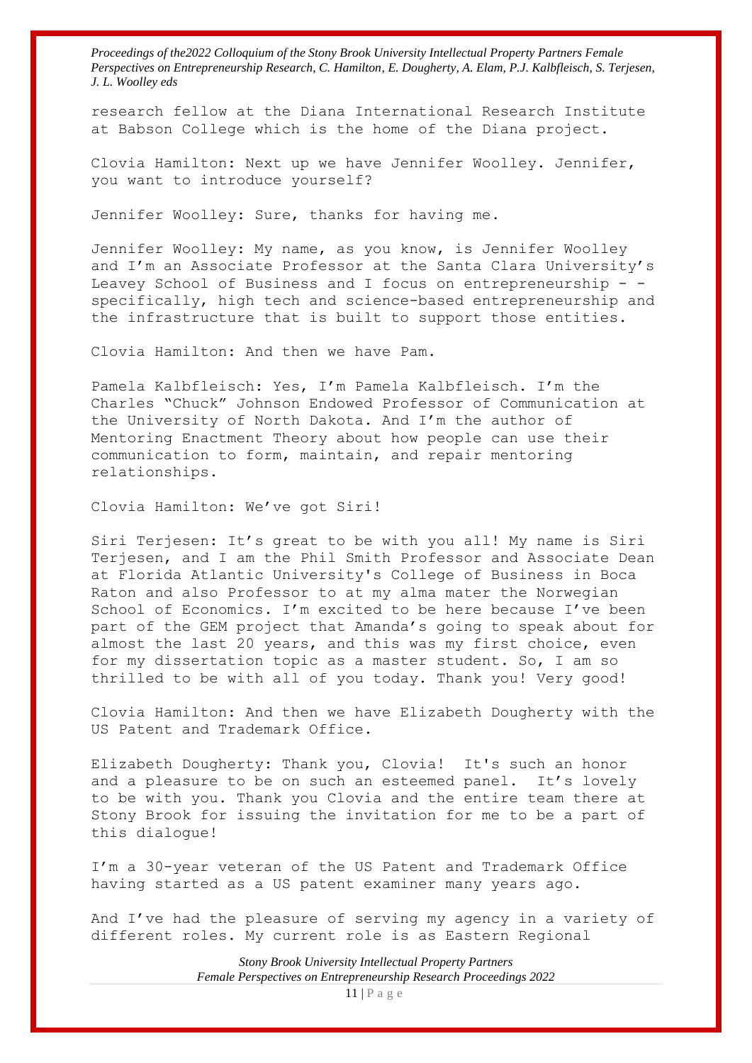research fellow at the Diana International Research Institute at Babson College which is the home of the Diana project.

Clovia Hamilton: Next up we have Jennifer Woolley. Jennifer, you want to introduce yourself?

Jennifer Woolley: Sure, thanks for having me.

Jennifer Woolley: My name, as you know, is Jennifer Woolley and I'm an Associate Professor at the Santa Clara University's Leavey School of Business and I focus on entrepreneurship - - specifically, high tech and science-based entrepreneurship and the infrastructure that is built to support those entities.

Clovia Hamilton: And then we have Pam.

Pamela Kalbfleisch: Yes, I'm Pamela Kalbfleisch. I'm the Charles "Chuck" Johnson Endowed Professor of Communication at the University of North Dakota. And I'm the author of Mentoring Enactment Theory about how people can use their communication to form, maintain, and repair mentoring relationships.

Clovia Hamilton: We've got Siri!

Siri Terjesen: It's great to be with you all! My name is Siri Terjesen, and I am the Phil Smith Professor and Associate Dean at Florida Atlantic University's College of Business in Boca Raton and also Professor to at my alma mater the Norwegian School of Economics. I'm excited to be here because I've been part of the GEM project that Amanda's going to speak about for almost the last 20 years, and this was my first choice, even for my dissertation topic as a master student. So, I am so thrilled to be with all of you today. Thank you! Very good!

Clovia Hamilton: And then we have Elizabeth Dougherty with the US Patent and Trademark Office.

Elizabeth Dougherty: Thank you, Clovia! It's such an honor and a pleasure to be on such an esteemed panel. It's lovely to be with you. Thank you Clovia and the entire team there at Stony Brook for issuing the invitation for me to be a part of this dialogue!

I'm a 30-year veteran of the US Patent and Trademark Office having started as a US patent examiner many years ago.

And I've had the pleasure of serving my agency in a variety of different roles. My current role is as Eastern Regional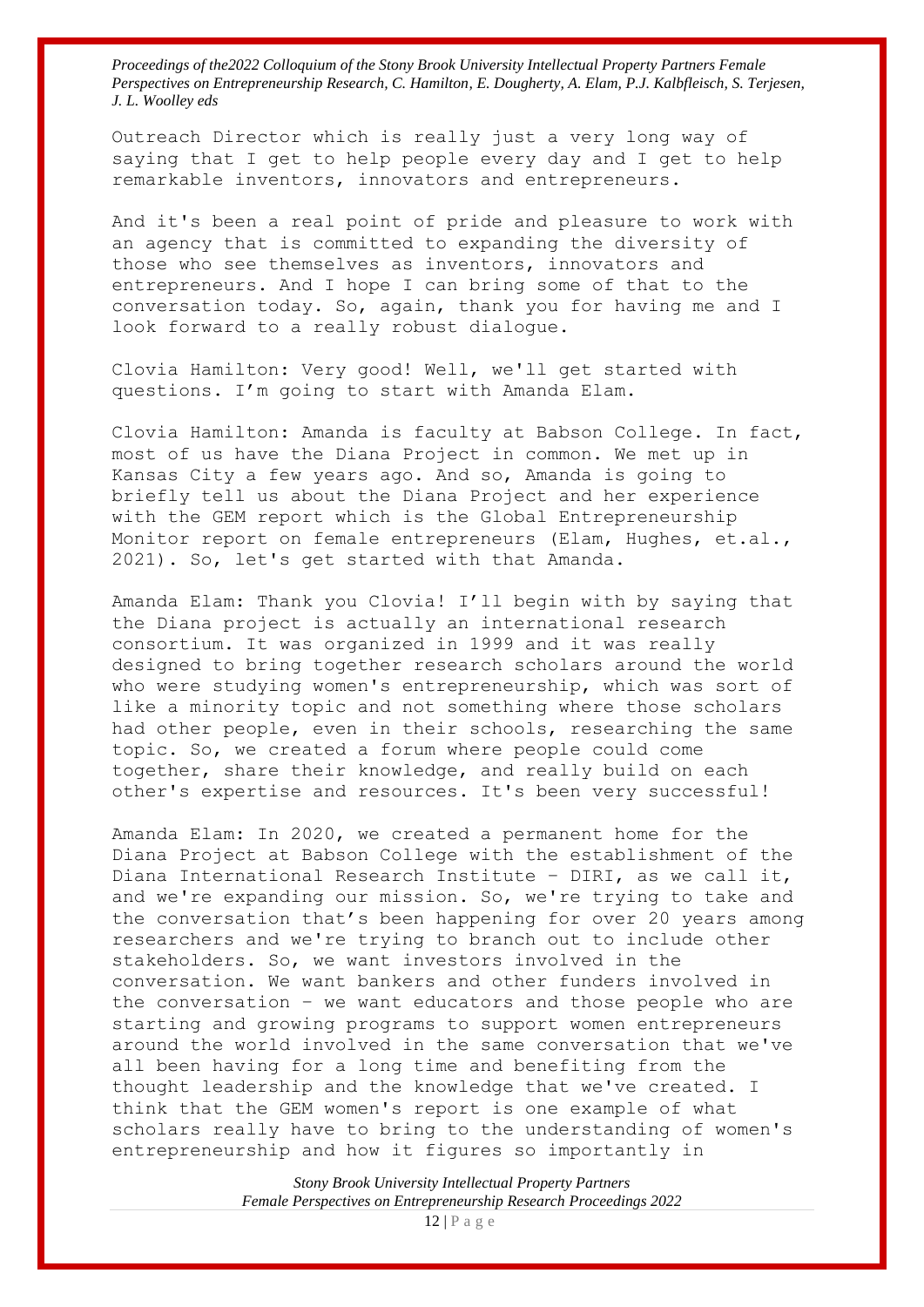Outreach Director which is really just a very long way of saying that I get to help people every day and I get to help remarkable inventors, innovators and entrepreneurs.

And it's been a real point of pride and pleasure to work with an agency that is committed to expanding the diversity of those who see themselves as inventors, innovators and entrepreneurs. And I hope I can bring some of that to the conversation today. So, again, thank you for having me and I look forward to a really robust dialogue.

Clovia Hamilton: Very good! Well, we'll get started with questions. I'm going to start with Amanda Elam.

Clovia Hamilton: Amanda is faculty at Babson College. In fact, most of us have the Diana Project in common. We met up in Kansas City a few years ago. And so, Amanda is going to briefly tell us about the Diana Project and her experience with the GEM report which is the Global Entrepreneurship Monitor report on female entrepreneurs (Elam, Hughes, et.al., 2021). So, let's get started with that Amanda.

Amanda Elam: Thank you Clovia! I'll begin with by saying that the Diana project is actually an international research consortium. It was organized in 1999 and it was really designed to bring together research scholars around the world who were studying women's entrepreneurship, which was sort of like a minority topic and not something where those scholars had other people, even in their schools, researching the same topic. So, we created a forum where people could come together, share their knowledge, and really build on each other's expertise and resources. It's been very successful!

Amanda Elam: In 2020, we created a permanent home for the Diana Project at Babson College with the establishment of the Diana International Research Institute - DIRI, as we call it, and we're expanding our mission. So, we're trying to take and the conversation that's been happening for over 20 years among researchers and we're trying to branch out to include other stakeholders. So, we want investors involved in the conversation. We want bankers and other funders involved in the conversation - we want educators and those people who are starting and growing programs to support women entrepreneurs around the world involved in the same conversation that we've all been having for a long time and benefiting from the thought leadership and the knowledge that we've created. I think that the GEM women's report is one example of what scholars really have to bring to the understanding of women's entrepreneurship and how it figures so importantly in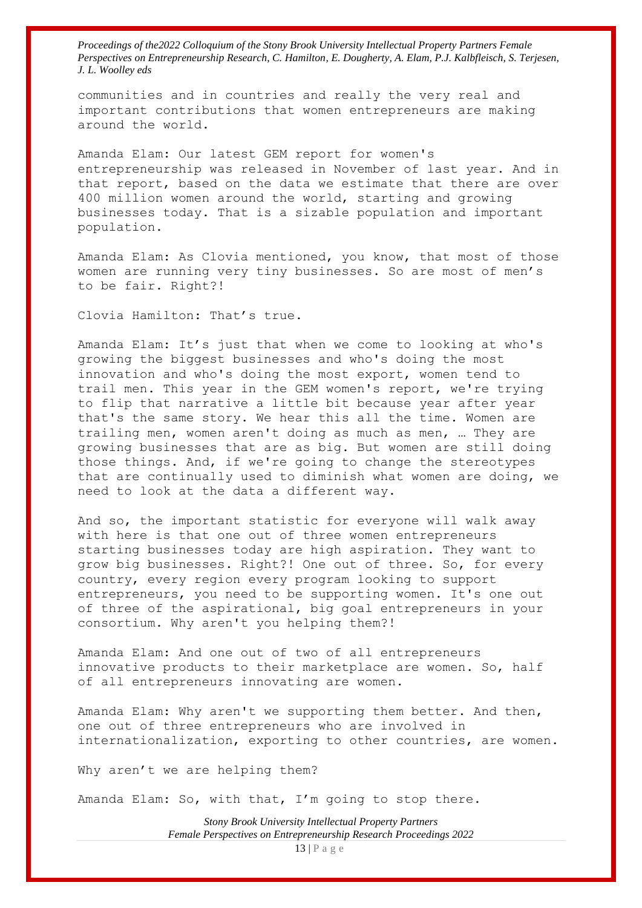communities and in countries and really the very real and important contributions that women entrepreneurs are making around the world.

Amanda Elam: Our latest GEM report for women's entrepreneurship was released in November of last year. And in that report, based on the data we estimate that there are over 400 million women around the world, starting and growing businesses today. That is a sizable population and important population.

Amanda Elam: As Clovia mentioned, you know, that most of those women are running very tiny businesses. So are most of men's to be fair. Right?!

Clovia Hamilton: That's true.

Amanda Elam: It's just that when we come to looking at who's growing the biggest businesses and who's doing the most innovation and who's doing the most export, women tend to trail men. This year in the GEM women's report, we're trying to flip that narrative a little bit because year after year that's the same story. We hear this all the time. Women are trailing men, women aren't doing as much as men, … They are growing businesses that are as big. But women are still doing those things. And, if we're going to change the stereotypes that are continually used to diminish what women are doing, we need to look at the data a different way.

And so, the important statistic for everyone will walk away with here is that one out of three women entrepreneurs starting businesses today are high aspiration. They want to grow big businesses. Right?! One out of three. So, for every country, every region every program looking to support entrepreneurs, you need to be supporting women. It's one out of three of the aspirational, big goal entrepreneurs in your consortium. Why aren't you helping them?!

Amanda Elam: And one out of two of all entrepreneurs innovative products to their marketplace are women. So, half of all entrepreneurs innovating are women.

Amanda Elam: Why aren't we supporting them better. And then, one out of three entrepreneurs who are involved in internationalization, exporting to other countries, are women.

Why aren't we are helping them?

Amanda Elam: So, with that, I'm going to stop there.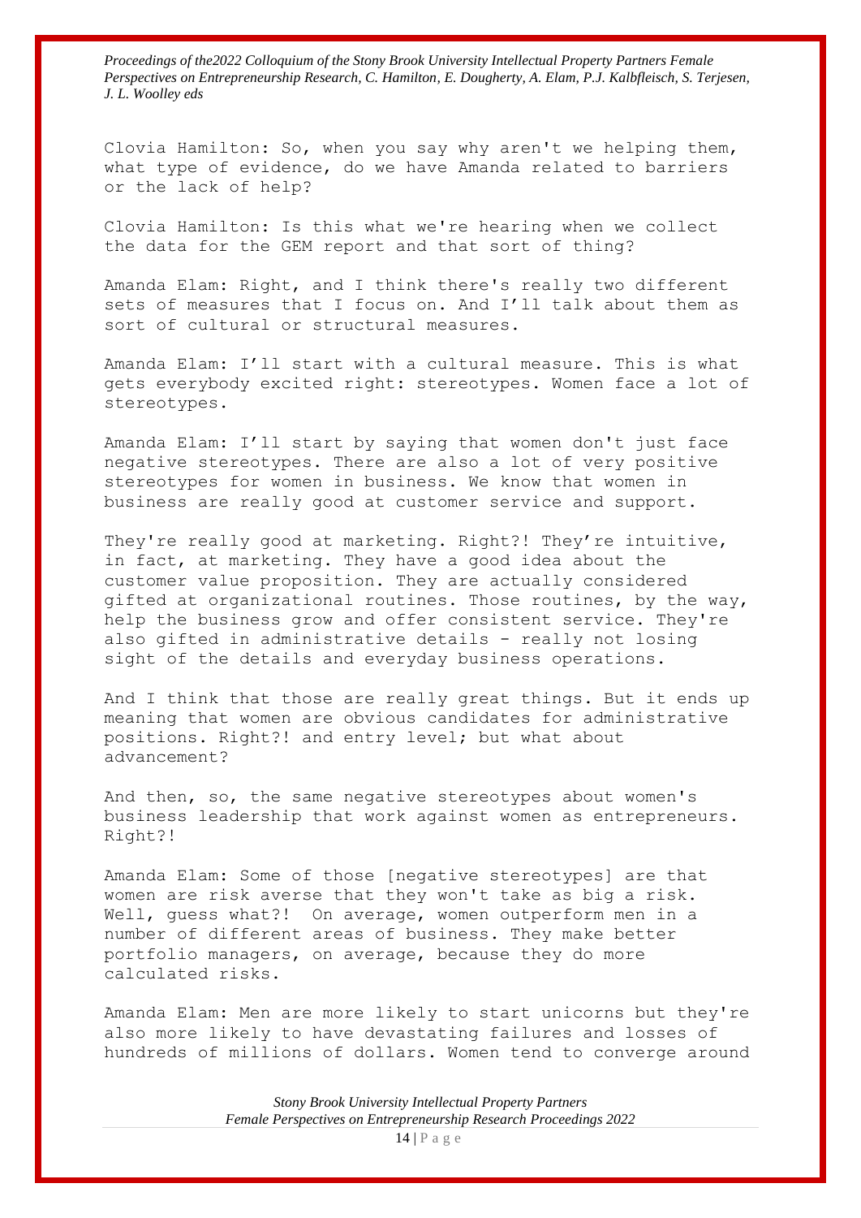Clovia Hamilton: So, when you say why aren't we helping them, what type of evidence, do we have Amanda related to barriers or the lack of help?

Clovia Hamilton: Is this what we're hearing when we collect the data for the GEM report and that sort of thing?

Amanda Elam: Right, and I think there's really two different sets of measures that I focus on. And I'll talk about them as sort of cultural or structural measures.

Amanda Elam: I'll start with a cultural measure. This is what gets everybody excited right: stereotypes. Women face a lot of stereotypes.

Amanda Elam: I'll start by saying that women don't just face negative stereotypes. There are also a lot of very positive stereotypes for women in business. We know that women in business are really good at customer service and support.

They're really good at marketing. Right?! They're intuitive, in fact, at marketing. They have a good idea about the customer value proposition. They are actually considered gifted at organizational routines. Those routines, by the way, help the business grow and offer consistent service. They're also gifted in administrative details - really not losing sight of the details and everyday business operations.

And I think that those are really great things. But it ends up meaning that women are obvious candidates for administrative positions. Right?! and entry level; but what about advancement?

And then, so, the same negative stereotypes about women's business leadership that work against women as entrepreneurs. Right?!

Amanda Elam: Some of those [negative stereotypes] are that women are risk averse that they won't take as big a risk. Well, guess what?! On average, women outperform men in a number of different areas of business. They make better portfolio managers, on average, because they do more calculated risks.

Amanda Elam: Men are more likely to start unicorns but they're also more likely to have devastating failures and losses of hundreds of millions of dollars. Women tend to converge around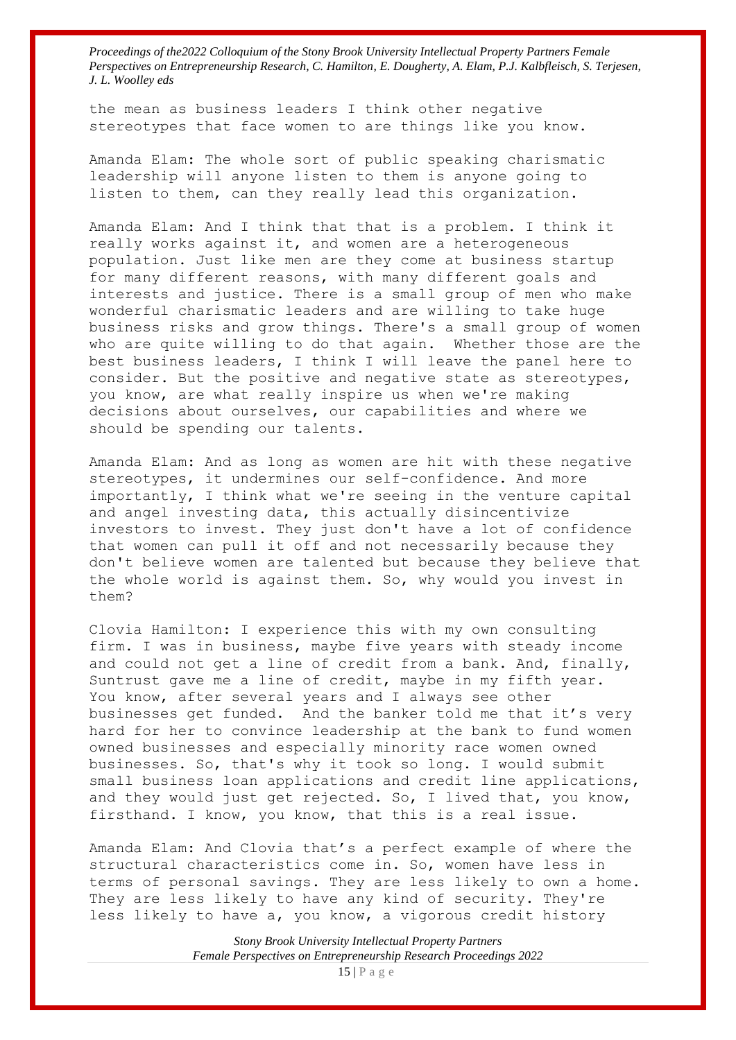the mean as business leaders I think other negative stereotypes that face women to are things like you know.

Amanda Elam: The whole sort of public speaking charismatic leadership will anyone listen to them is anyone going to listen to them, can they really lead this organization.

Amanda Elam: And I think that that is a problem. I think it really works against it, and women are a heterogeneous population. Just like men are they come at business startup for many different reasons, with many different goals and interests and justice. There is a small group of men who make wonderful charismatic leaders and are willing to take huge business risks and grow things. There's a small group of women who are quite willing to do that again. Whether those are the best business leaders, I think I will leave the panel here to consider. But the positive and negative state as stereotypes, you know, are what really inspire us when we're making decisions about ourselves, our capabilities and where we should be spending our talents.

Amanda Elam: And as long as women are hit with these negative stereotypes, it undermines our self-confidence. And more importantly, I think what we're seeing in the venture capital and angel investing data, this actually disincentivize investors to invest. They just don't have a lot of confidence that women can pull it off and not necessarily because they don't believe women are talented but because they believe that the whole world is against them. So, why would you invest in them?

Clovia Hamilton: I experience this with my own consulting firm. I was in business, maybe five years with steady income and could not get a line of credit from a bank. And, finally, Suntrust gave me a line of credit, maybe in my fifth year. You know, after several years and I always see other businesses get funded. And the banker told me that it's very hard for her to convince leadership at the bank to fund women owned businesses and especially minority race women owned businesses. So, that's why it took so long. I would submit small business loan applications and credit line applications, and they would just get rejected. So, I lived that, you know, firsthand. I know, you know, that this is a real issue.

Amanda Elam: And Clovia that's a perfect example of where the structural characteristics come in. So, women have less in terms of personal savings. They are less likely to own a home. They are less likely to have any kind of security. They're less likely to have a, you know, a vigorous credit history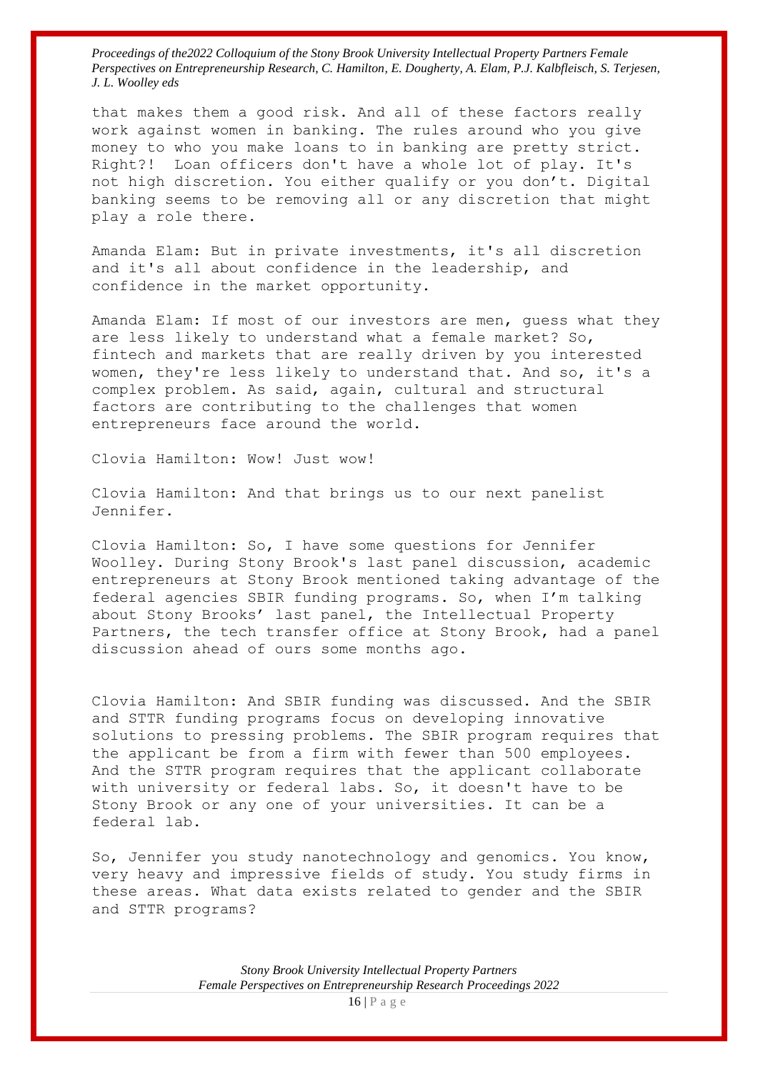that makes them a good risk. And all of these factors really work against women in banking. The rules around who you give money to who you make loans to in banking are pretty strict. Right?! Loan officers don't have a whole lot of play. It's not high discretion. You either qualify or you don't. Digital banking seems to be removing all or any discretion that might play a role there.

Amanda Elam: But in private investments, it's all discretion and it's all about confidence in the leadership, and confidence in the market opportunity.

Amanda Elam: If most of our investors are men, guess what they are less likely to understand what a female market? So, fintech and markets that are really driven by you interested women, they're less likely to understand that. And so, it's a complex problem. As said, again, cultural and structural factors are contributing to the challenges that women entrepreneurs face around the world.

Clovia Hamilton: Wow! Just wow!

Clovia Hamilton: And that brings us to our next panelist Jennifer.

Clovia Hamilton: So, I have some questions for Jennifer Woolley. During Stony Brook's last panel discussion, academic entrepreneurs at Stony Brook mentioned taking advantage of the federal agencies SBIR funding programs. So, when I'm talking about Stony Brooks' last panel, the Intellectual Property Partners, the tech transfer office at Stony Brook, had a panel discussion ahead of ours some months ago.

Clovia Hamilton: And SBIR funding was discussed. And the SBIR and STTR funding programs focus on developing innovative solutions to pressing problems. The SBIR program requires that the applicant be from a firm with fewer than 500 employees. And the STTR program requires that the applicant collaborate with university or federal labs. So, it doesn't have to be Stony Brook or any one of your universities. It can be a federal lab.

So, Jennifer you study nanotechnology and genomics. You know, very heavy and impressive fields of study. You study firms in these areas. What data exists related to gender and the SBIR and STTR programs?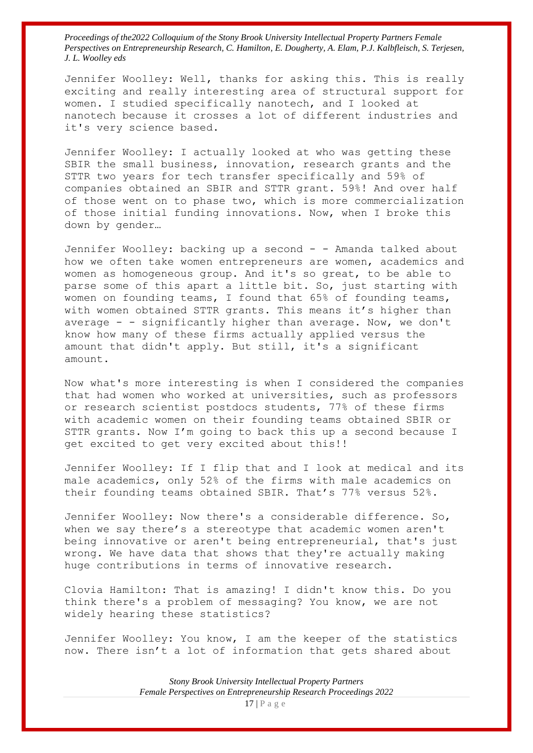Jennifer Woolley: Well, thanks for asking this. This is really exciting and really interesting area of structural support for women. I studied specifically nanotech, and I looked at nanotech because it crosses a lot of different industries and it's very science based.

Jennifer Woolley: I actually looked at who was getting these SBIR the small business, innovation, research grants and the STTR two years for tech transfer specifically and 59% of companies obtained an SBIR and STTR grant. 59%! And over half of those went on to phase two, which is more commercialization of those initial funding innovations. Now, when I broke this down by gender…

Jennifer Woolley: backing up a second - - Amanda talked about how we often take women entrepreneurs are women, academics and women as homogeneous group. And it's so great, to be able to parse some of this apart a little bit. So, just starting with women on founding teams, I found that 65% of founding teams, with women obtained STTR grants. This means it's higher than average - - significantly higher than average. Now, we don't know how many of these firms actually applied versus the amount that didn't apply. But still, it's a significant amount.

Now what's more interesting is when I considered the companies that had women who worked at universities, such as professors or research scientist postdocs students, 77% of these firms with academic women on their founding teams obtained SBIR or STTR grants. Now I'm going to back this up a second because I get excited to get very excited about this!!

Jennifer Woolley: If I flip that and I look at medical and its male academics, only 52% of the firms with male academics on their founding teams obtained SBIR. That's 77% versus 52%.

Jennifer Woolley: Now there's a considerable difference. So, when we say there's a stereotype that academic women aren't being innovative or aren't being entrepreneurial, that's just wrong. We have data that shows that they're actually making huge contributions in terms of innovative research.

Clovia Hamilton: That is amazing! I didn't know this. Do you think there's a problem of messaging? You know, we are not widely hearing these statistics?

Jennifer Woolley: You know, I am the keeper of the statistics now. There isn't a lot of information that gets shared about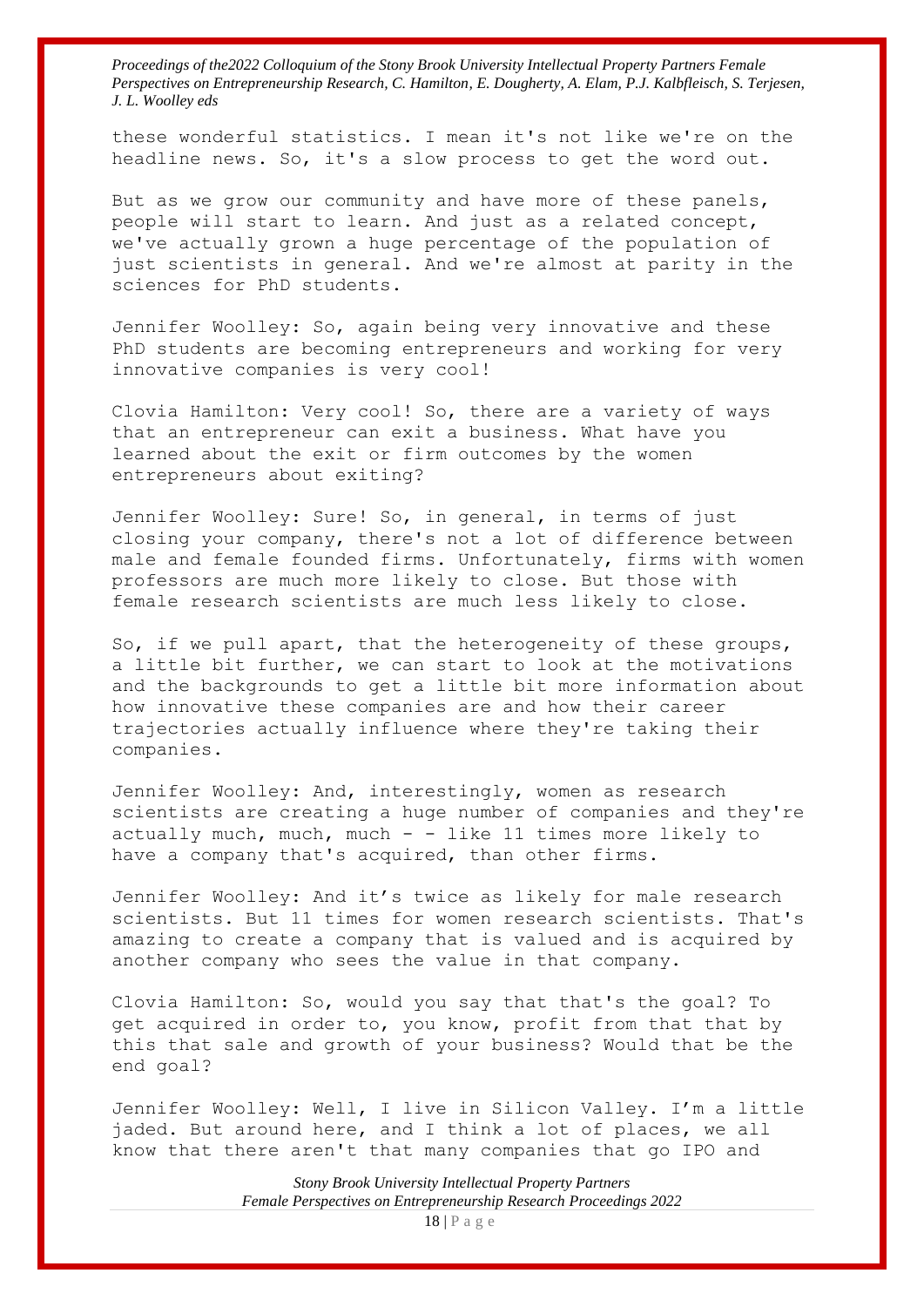these wonderful statistics. I mean it's not like we're on the headline news. So, it's a slow process to get the word out.

But as we grow our community and have more of these panels, people will start to learn. And just as a related concept, we've actually grown a huge percentage of the population of just scientists in general. And we're almost at parity in the sciences for PhD students.

Jennifer Woolley: So, again being very innovative and these PhD students are becoming entrepreneurs and working for very innovative companies is very cool!

Clovia Hamilton: Very cool! So, there are a variety of ways that an entrepreneur can exit a business. What have you learned about the exit or firm outcomes by the women entrepreneurs about exiting?

Jennifer Woolley: Sure! So, in general, in terms of just closing your company, there's not a lot of difference between male and female founded firms. Unfortunately, firms with women professors are much more likely to close. But those with female research scientists are much less likely to close.

So, if we pull apart, that the heterogeneity of these groups, a little bit further, we can start to look at the motivations and the backgrounds to get a little bit more information about how innovative these companies are and how their career trajectories actually influence where they're taking their companies.

Jennifer Woolley: And, interestingly, women as research scientists are creating a huge number of companies and they're actually much, much, much - - like 11 times more likely to have a company that's acquired, than other firms.

Jennifer Woolley: And it's twice as likely for male research scientists. But 11 times for women research scientists. That's amazing to create a company that is valued and is acquired by another company who sees the value in that company.

Clovia Hamilton: So, would you say that that's the goal? To get acquired in order to, you know, profit from that that by this that sale and growth of your business? Would that be the end goal?

Jennifer Woolley: Well, I live in Silicon Valley. I'm a little jaded. But around here, and I think a lot of places, we all know that there aren't that many companies that go IPO and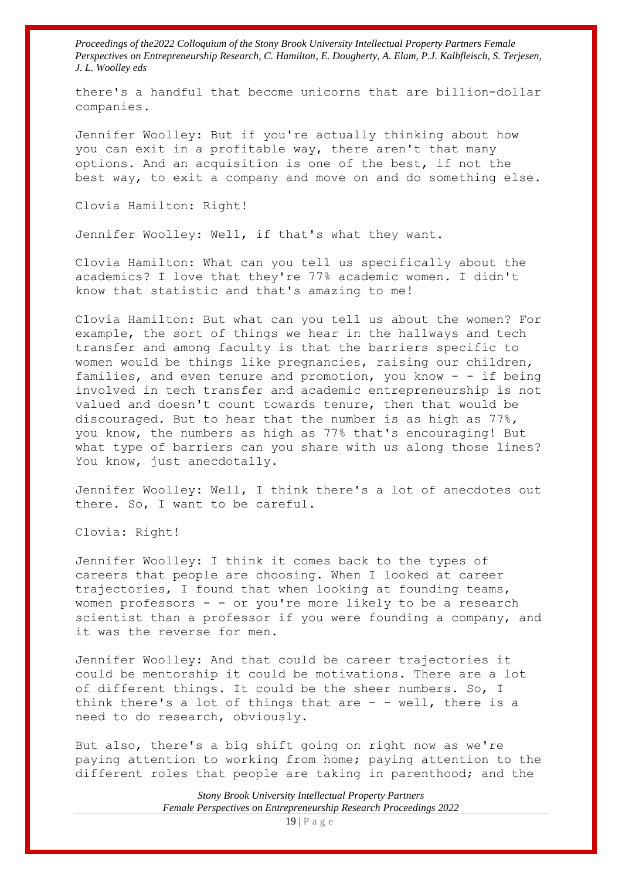there's a handful that become unicorns that are billion-dollar companies.

Jennifer Woolley: But if you're actually thinking about how you can exit in a profitable way, there aren't that many options. And an acquisition is one of the best, if not the best way, to exit a company and move on and do something else.

Clovia Hamilton: Right!

Jennifer Woolley: Well, if that's what they want.

Clovia Hamilton: What can you tell us specifically about the academics? I love that they're 77% academic women. I didn't know that statistic and that's amazing to me!

Clovia Hamilton: But what can you tell us about the women? For example, the sort of things we hear in the hallways and tech transfer and among faculty is that the barriers specific to women would be things like pregnancies, raising our children, families, and even tenure and promotion, you know - - if being involved in tech transfer and academic entrepreneurship is not valued and doesn't count towards tenure, then that would be discouraged. But to hear that the number is as high as 77%, you know, the numbers as high as 77% that's encouraging! But what type of barriers can you share with us along those lines? You know, just anecdotally.

Jennifer Woolley: Well, I think there's a lot of anecdotes out there. So, I want to be careful.

Clovia: Right!

Jennifer Woolley: I think it comes back to the types of careers that people are choosing. When I looked at career trajectories, I found that when looking at founding teams, women professors - - or you're more likely to be a research scientist than a professor if you were founding a company, and it was the reverse for men.

Jennifer Woolley: And that could be career trajectories it could be mentorship it could be motivations. There are a lot of different things. It could be the sheer numbers. So, I think there's a lot of things that are - - well, there is a need to do research, obviously.

But also, there's a big shift going on right now as we're paying attention to working from home; paying attention to the different roles that people are taking in parenthood; and the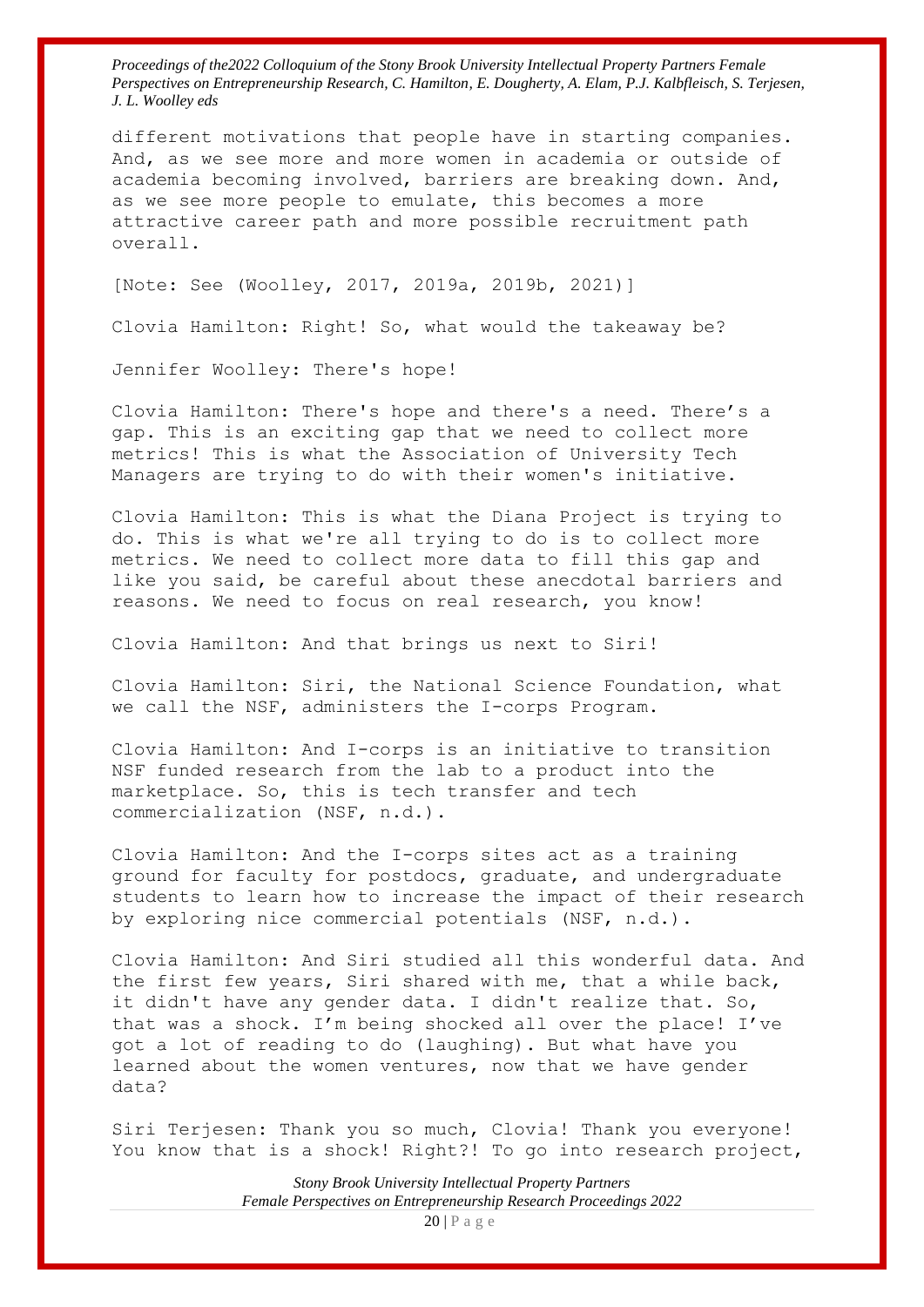different motivations that people have in starting companies. And, as we see more and more women in academia or outside of academia becoming involved, barriers are breaking down. And, as we see more people to emulate, this becomes a more attractive career path and more possible recruitment path overall.

[Note: See (Woolley, 2017, 2019a, 2019b, 2021)]

Clovia Hamilton: Right! So, what would the takeaway be?

Jennifer Woolley: There's hope!

Clovia Hamilton: There's hope and there's a need. There's a gap. This is an exciting gap that we need to collect more metrics! This is what the Association of University Tech Managers are trying to do with their women's initiative.

Clovia Hamilton: This is what the Diana Project is trying to do. This is what we're all trying to do is to collect more metrics. We need to collect more data to fill this gap and like you said, be careful about these anecdotal barriers and reasons. We need to focus on real research, you know!

Clovia Hamilton: And that brings us next to Siri!

Clovia Hamilton: Siri, the National Science Foundation, what we call the NSF, administers the I-corps Program.

Clovia Hamilton: And I-corps is an initiative to transition NSF funded research from the lab to a product into the marketplace. So, this is tech transfer and tech commercialization (NSF, n.d.).

Clovia Hamilton: And the I-corps sites act as a training ground for faculty for postdocs, graduate, and undergraduate students to learn how to increase the impact of their research by exploring nice commercial potentials (NSF, n.d.).

Clovia Hamilton: And Siri studied all this wonderful data. And the first few years, Siri shared with me, that a while back, it didn't have any gender data. I didn't realize that. So, that was a shock. I'm being shocked all over the place! I've got a lot of reading to do (laughing). But what have you learned about the women ventures, now that we have gender data?

Siri Terjesen: Thank you so much, Clovia! Thank you everyone! You know that is a shock! Right?! To go into research project,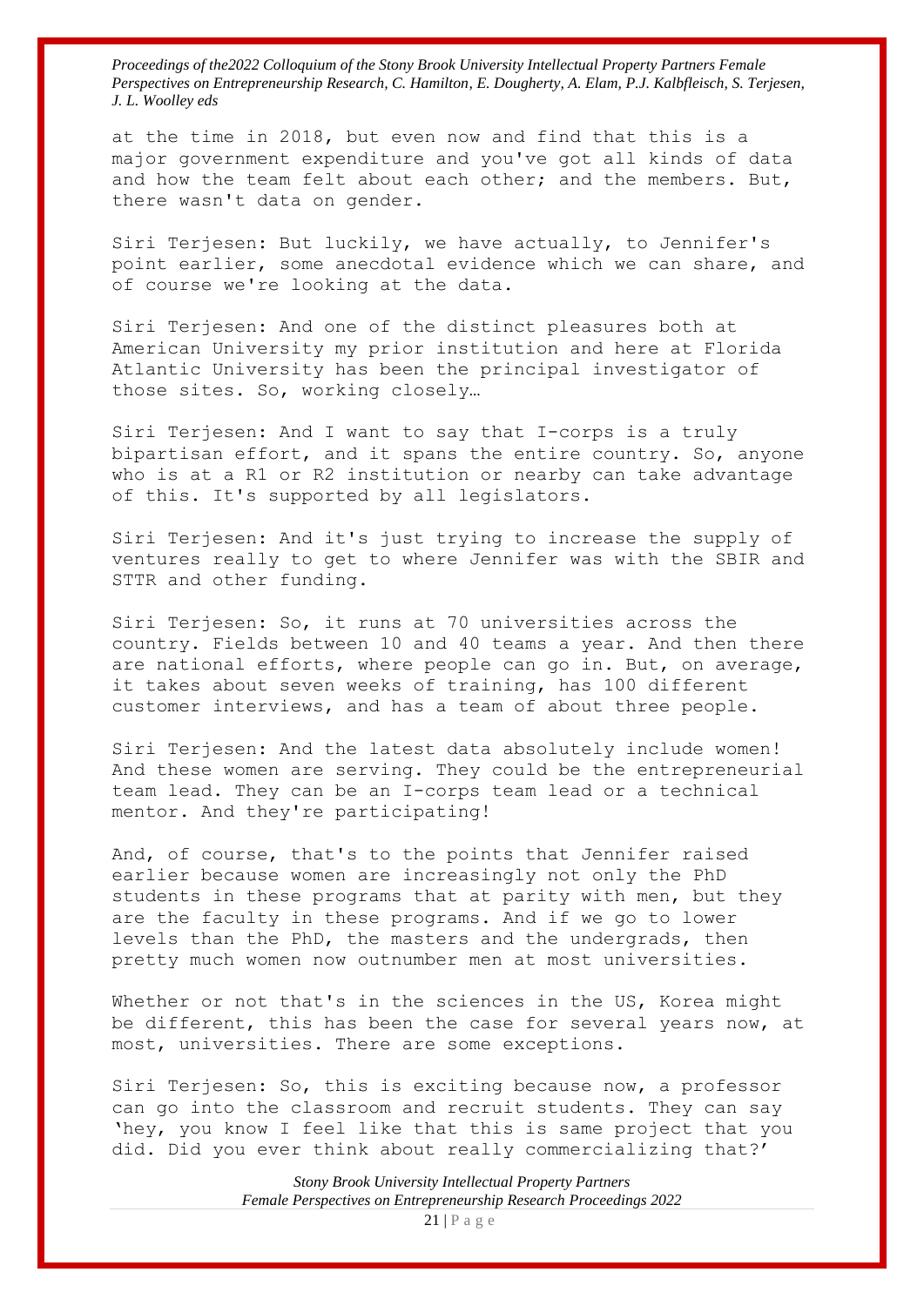at the time in 2018, but even now and find that this is a major government expenditure and you've got all kinds of data and how the team felt about each other; and the members. But, there wasn't data on gender.

Siri Terjesen: But luckily, we have actually, to Jennifer's point earlier, some anecdotal evidence which we can share, and of course we're looking at the data.

Siri Terjesen: And one of the distinct pleasures both at American University my prior institution and here at Florida Atlantic University has been the principal investigator of those sites. So, working closely…

Siri Terjesen: And I want to say that I-corps is a truly bipartisan effort, and it spans the entire country. So, anyone who is at a R1 or R2 institution or nearby can take advantage of this. It's supported by all legislators.

Siri Terjesen: And it's just trying to increase the supply of ventures really to get to where Jennifer was with the SBIR and STTR and other funding.

Siri Terjesen: So, it runs at 70 universities across the country. Fields between 10 and 40 teams a year. And then there are national efforts, where people can go in. But, on average, it takes about seven weeks of training, has 100 different customer interviews, and has a team of about three people.

Siri Terjesen: And the latest data absolutely include women! And these women are serving. They could be the entrepreneurial team lead. They can be an I-corps team lead or a technical mentor. And they're participating!

And, of course, that's to the points that Jennifer raised earlier because women are increasingly not only the PhD students in these programs that at parity with men, but they are the faculty in these programs. And if we go to lower levels than the PhD, the masters and the undergrads, then pretty much women now outnumber men at most universities.

Whether or not that's in the sciences in the US, Korea might be different, this has been the case for several years now, at most, universities. There are some exceptions.

Siri Terjesen: So, this is exciting because now, a professor can go into the classroom and recruit students. They can say 'hey, you know I feel like that this is same project that you did. Did you ever think about really commercializing that?'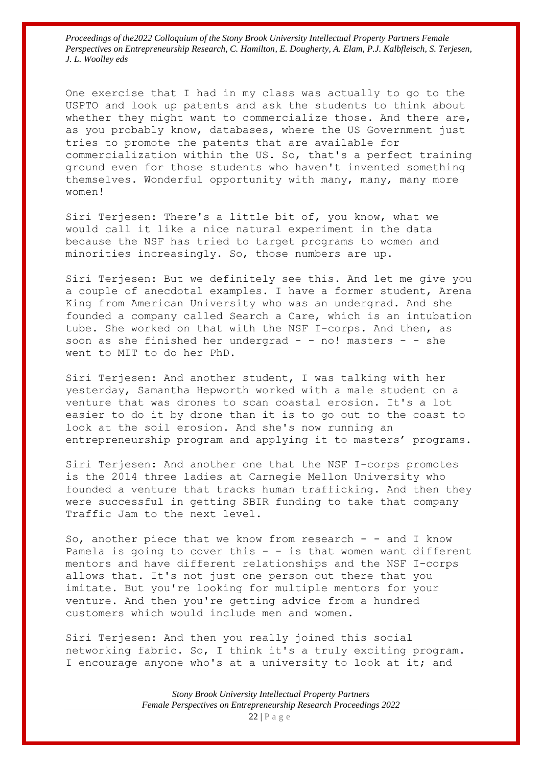One exercise that I had in my class was actually to go to the USPTO and look up patents and ask the students to think about whether they might want to commercialize those. And there are, as you probably know, databases, where the US Government just tries to promote the patents that are available for commercialization within the US. So, that's a perfect training ground even for those students who haven't invented something themselves. Wonderful opportunity with many, many, many more women!

Siri Terjesen: There's a little bit of, you know, what we would call it like a nice natural experiment in the data because the NSF has tried to target programs to women and minorities increasingly. So, those numbers are up.

Siri Terjesen: But we definitely see this. And let me give you a couple of anecdotal examples. I have a former student, Arena King from American University who was an undergrad. And she founded a company called Search a Care, which is an intubation tube. She worked on that with the NSF I-corps. And then, as soon as she finished her undergrad - - no! masters - - she went to MIT to do her PhD.

Siri Terjesen: And another student, I was talking with her yesterday, Samantha Hepworth worked with a male student on a venture that was drones to scan coastal erosion. It's a lot easier to do it by drone than it is to go out to the coast to look at the soil erosion. And she's now running an entrepreneurship program and applying it to masters' programs.

Siri Terjesen: And another one that the NSF I-corps promotes is the 2014 three ladies at Carnegie Mellon University who founded a venture that tracks human trafficking. And then they were successful in getting SBIR funding to take that company Traffic Jam to the next level.

So, another piece that we know from research - - and I know Pamela is going to cover this - - is that women want different mentors and have different relationships and the NSF I-corps allows that. It's not just one person out there that you imitate. But you're looking for multiple mentors for your venture. And then you're getting advice from a hundred customers which would include men and women.

Siri Terjesen: And then you really joined this social networking fabric. So, I think it's a truly exciting program. I encourage anyone who's at a university to look at it; and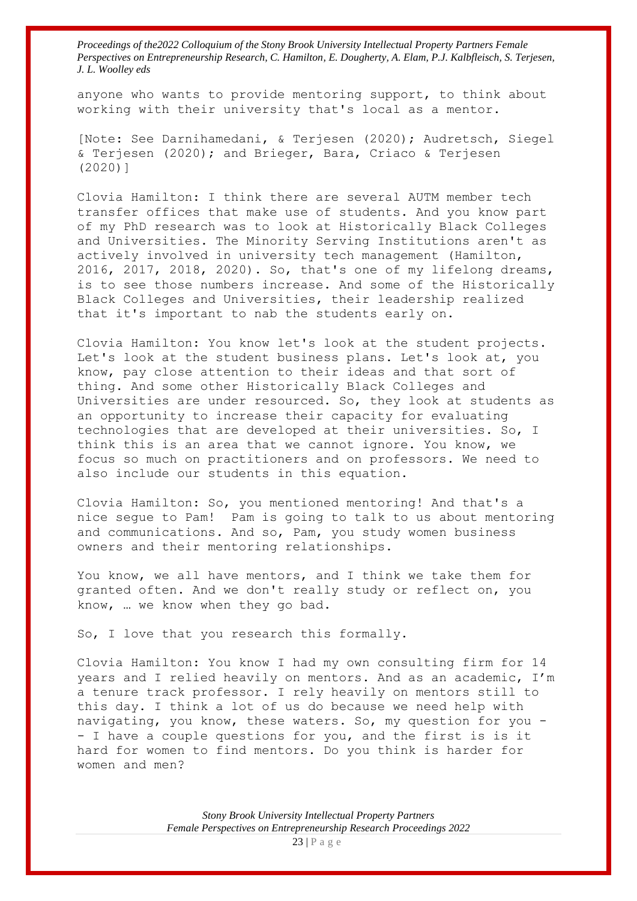anyone who wants to provide mentoring support, to think about working with their university that's local as a mentor.

[Note: See Darnihamedani, & Terjesen (2020); Audretsch, Siegel & Terjesen (2020); and Brieger, Bara, Criaco & Terjesen (2020)]

Clovia Hamilton: I think there are several AUTM member tech transfer offices that make use of students. And you know part of my PhD research was to look at Historically Black Colleges and Universities. The Minority Serving Institutions aren't as actively involved in university tech management (Hamilton, 2016, 2017, 2018, 2020). So, that's one of my lifelong dreams, is to see those numbers increase. And some of the Historically Black Colleges and Universities, their leadership realized that it's important to nab the students early on.

Clovia Hamilton: You know let's look at the student projects. Let's look at the student business plans. Let's look at, you know, pay close attention to their ideas and that sort of thing. And some other Historically Black Colleges and Universities are under resourced. So, they look at students as an opportunity to increase their capacity for evaluating technologies that are developed at their universities. So, I think this is an area that we cannot ignore. You know, we focus so much on practitioners and on professors. We need to also include our students in this equation.

Clovia Hamilton: So, you mentioned mentoring! And that's a nice segue to Pam! Pam is going to talk to us about mentoring and communications. And so, Pam, you study women business owners and their mentoring relationships.

You know, we all have mentors, and I think we take them for granted often. And we don't really study or reflect on, you know, … we know when they go bad.

So, I love that you research this formally.

Clovia Hamilton: You know I had my own consulting firm for 14 years and I relied heavily on mentors. And as an academic, I'm a tenure track professor. I rely heavily on mentors still to this day. I think a lot of us do because we need help with navigating, you know, these waters. So, my question for you -- I have a couple questions for you, and the first is is it hard for women to find mentors. Do you think is harder for women and men?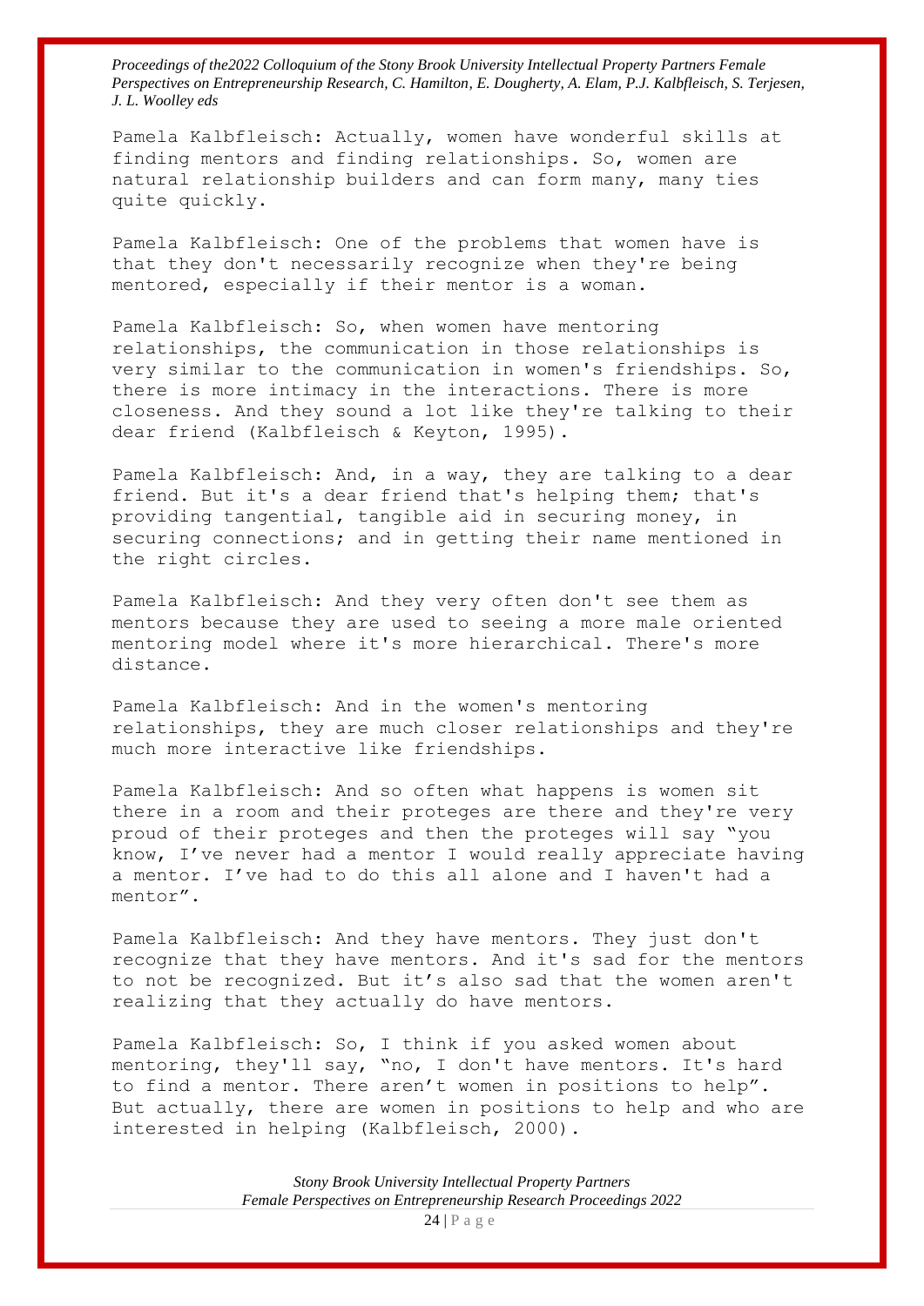Pamela Kalbfleisch: Actually, women have wonderful skills at finding mentors and finding relationships. So, women are natural relationship builders and can form many, many ties quite quickly.

Pamela Kalbfleisch: One of the problems that women have is that they don't necessarily recognize when they're being mentored, especially if their mentor is a woman.

Pamela Kalbfleisch: So, when women have mentoring relationships, the communication in those relationships is very similar to the communication in women's friendships. So, there is more intimacy in the interactions. There is more closeness. And they sound a lot like they're talking to their dear friend (Kalbfleisch & Keyton, 1995).

Pamela Kalbfleisch: And, in a way, they are talking to a dear friend. But it's a dear friend that's helping them; that's providing tangential, tangible aid in securing money, in securing connections; and in getting their name mentioned in the right circles.

Pamela Kalbfleisch: And they very often don't see them as mentors because they are used to seeing a more male oriented mentoring model where it's more hierarchical. There's more distance.

Pamela Kalbfleisch: And in the women's mentoring relationships, they are much closer relationships and they're much more interactive like friendships.

Pamela Kalbfleisch: And so often what happens is women sit there in a room and their proteges are there and they're very proud of their proteges and then the proteges will say "you know, I've never had a mentor I would really appreciate having a mentor. I've had to do this all alone and I haven't had a mentor".

Pamela Kalbfleisch: And they have mentors. They just don't recognize that they have mentors. And it's sad for the mentors to not be recognized. But it's also sad that the women aren't realizing that they actually do have mentors.

Pamela Kalbfleisch: So, I think if you asked women about mentoring, they'll say, "no, I don't have mentors. It's hard to find a mentor. There aren't women in positions to help". But actually, there are women in positions to help and who are interested in helping (Kalbfleisch, 2000).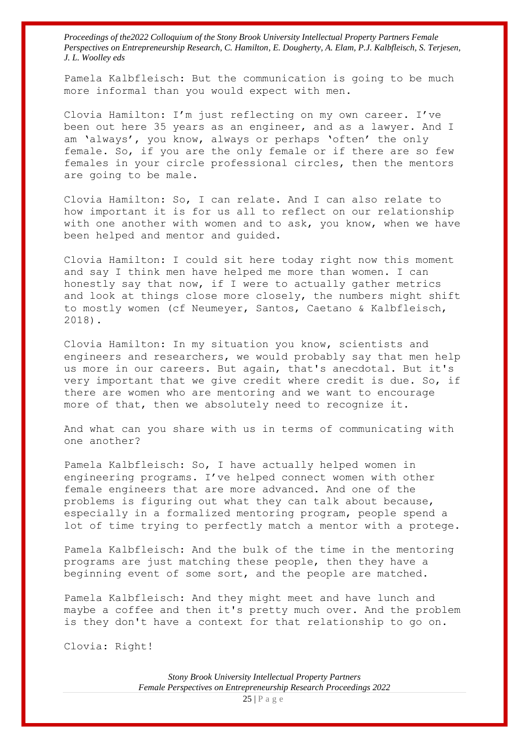Pamela Kalbfleisch: But the communication is going to be much more informal than you would expect with men.

Clovia Hamilton: I'm just reflecting on my own career. I've been out here 35 years as an engineer, and as a lawyer. And I am 'always', you know, always or perhaps 'often' the only female. So, if you are the only female or if there are so few females in your circle professional circles, then the mentors are going to be male.

Clovia Hamilton: So, I can relate. And I can also relate to how important it is for us all to reflect on our relationship with one another with women and to ask, you know, when we have been helped and mentor and guided.

Clovia Hamilton: I could sit here today right now this moment and say I think men have helped me more than women. I can honestly say that now, if I were to actually gather metrics and look at things close more closely, the numbers might shift to mostly women (cf Neumeyer, Santos, Caetano & Kalbfleisch, 2018).

Clovia Hamilton: In my situation you know, scientists and engineers and researchers, we would probably say that men help us more in our careers. But again, that's anecdotal. But it's very important that we give credit where credit is due. So, if there are women who are mentoring and we want to encourage more of that, then we absolutely need to recognize it.

And what can you share with us in terms of communicating with one another?

Pamela Kalbfleisch: So, I have actually helped women in engineering programs. I've helped connect women with other female engineers that are more advanced. And one of the problems is figuring out what they can talk about because, especially in a formalized mentoring program, people spend a lot of time trying to perfectly match a mentor with a protege.

Pamela Kalbfleisch: And the bulk of the time in the mentoring programs are just matching these people, then they have a beginning event of some sort, and the people are matched.

Pamela Kalbfleisch: And they might meet and have lunch and maybe a coffee and then it's pretty much over. And the problem is they don't have a context for that relationship to go on.

Clovia: Right!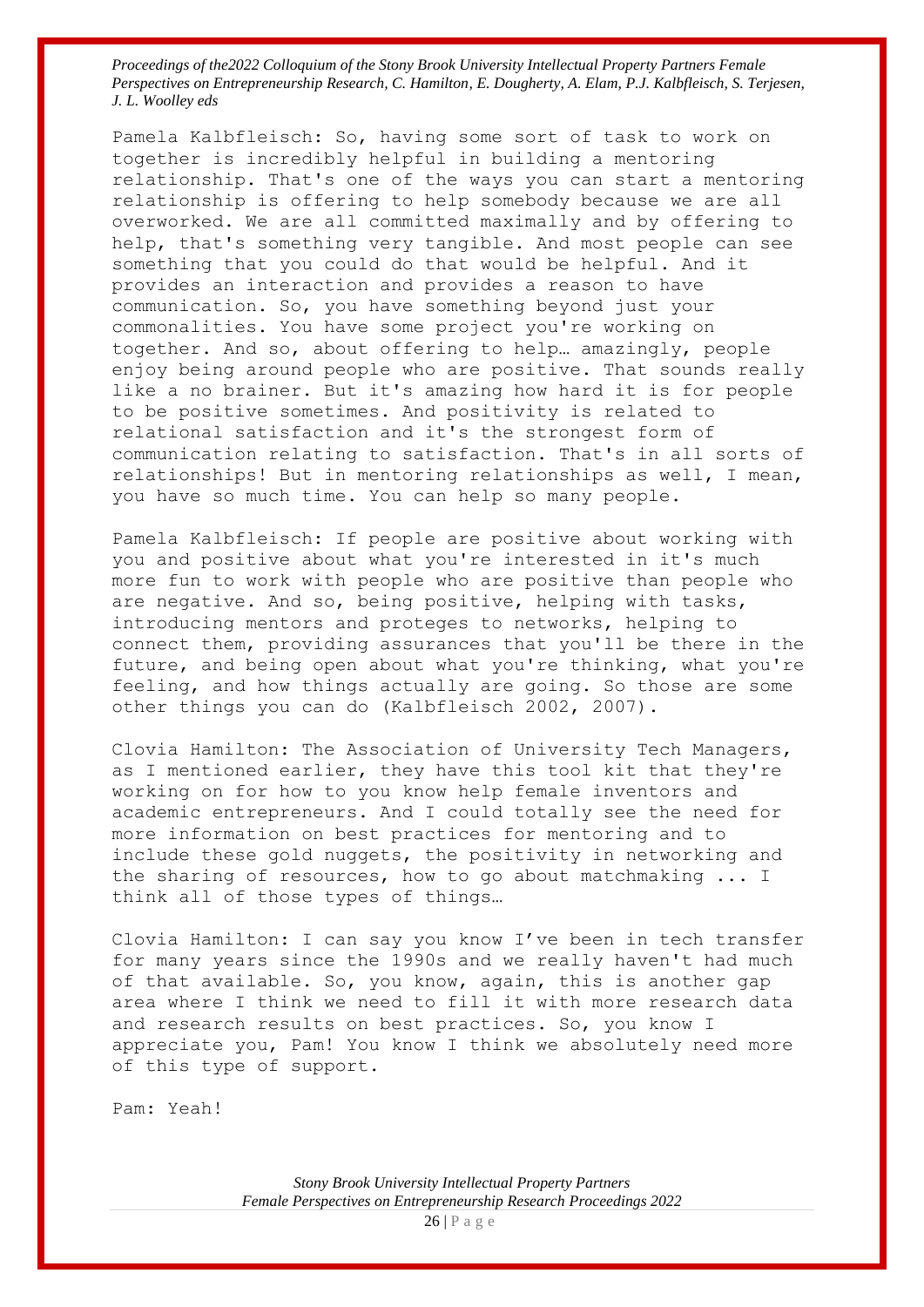Pamela Kalbfleisch: So, having some sort of task to work on together is incredibly helpful in building a mentoring relationship. That's one of the ways you can start a mentoring relationship is offering to help somebody because we are all overworked. We are all committed maximally and by offering to help, that's something very tangible. And most people can see something that you could do that would be helpful. And it provides an interaction and provides a reason to have communication. So, you have something beyond just your commonalities. You have some project you're working on together. And so, about offering to help… amazingly, people enjoy being around people who are positive. That sounds really like a no brainer. But it's amazing how hard it is for people to be positive sometimes. And positivity is related to relational satisfaction and it's the strongest form of communication relating to satisfaction. That's in all sorts of relationships! But in mentoring relationships as well, I mean, you have so much time. You can help so many people.

Pamela Kalbfleisch: If people are positive about working with you and positive about what you're interested in it's much more fun to work with people who are positive than people who are negative. And so, being positive, helping with tasks, introducing mentors and proteges to networks, helping to connect them, providing assurances that you'll be there in the future, and being open about what you're thinking, what you're feeling, and how things actually are going. So those are some other things you can do (Kalbfleisch 2002, 2007).

Clovia Hamilton: The Association of University Tech Managers, as I mentioned earlier, they have this tool kit that they're working on for how to you know help female inventors and academic entrepreneurs. And I could totally see the need for more information on best practices for mentoring and to include these gold nuggets, the positivity in networking and the sharing of resources, how to go about matchmaking ... I think all of those types of things…

Clovia Hamilton: I can say you know I've been in tech transfer for many years since the 1990s and we really haven't had much of that available. So, you know, again, this is another gap area where I think we need to fill it with more research data and research results on best practices. So, you know I appreciate you, Pam! You know I think we absolutely need more of this type of support.

Pam: Yeah!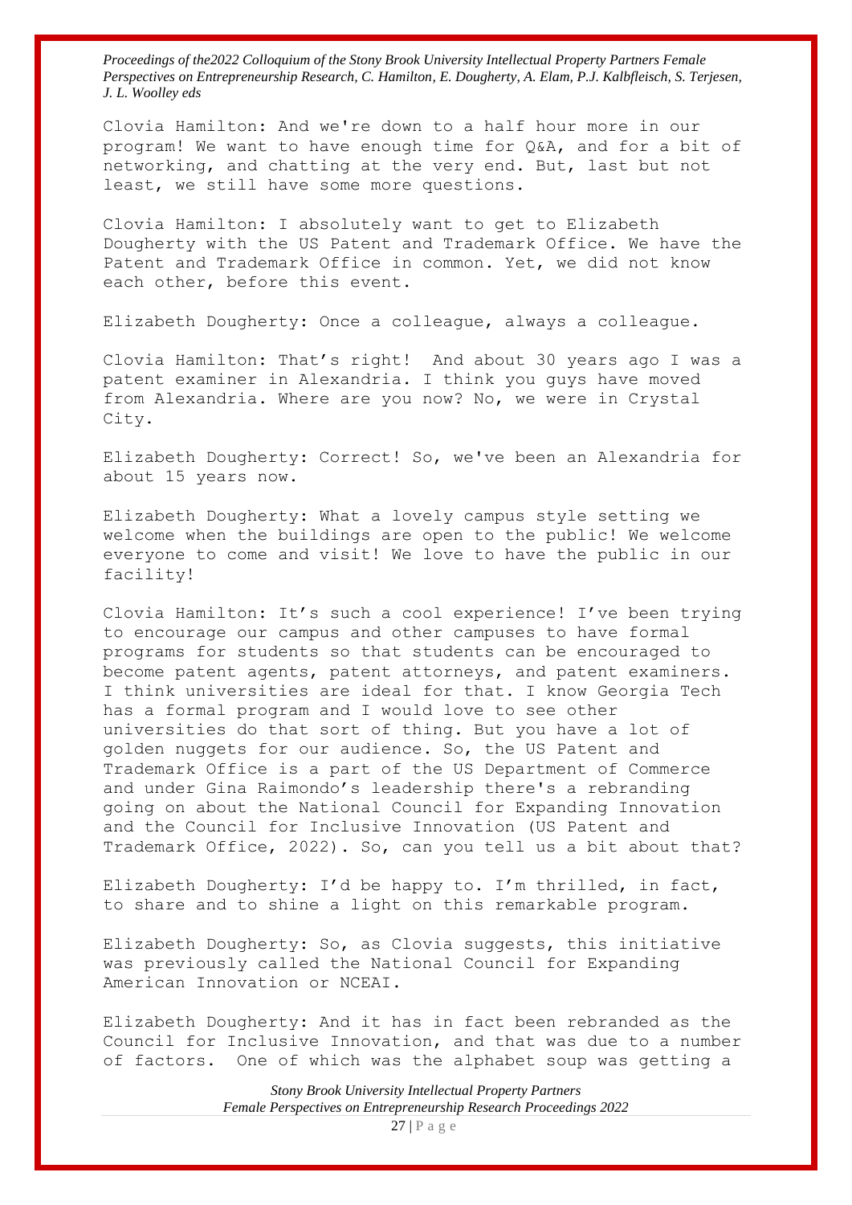Clovia Hamilton: And we're down to a half hour more in our program! We want to have enough time for Q&A, and for a bit of networking, and chatting at the very end. But, last but not least, we still have some more questions.

Clovia Hamilton: I absolutely want to get to Elizabeth Dougherty with the US Patent and Trademark Office. We have the Patent and Trademark Office in common. Yet, we did not know each other, before this event.

Elizabeth Dougherty: Once a colleague, always a colleague.

Clovia Hamilton: That's right! And about 30 years ago I was a patent examiner in Alexandria. I think you guys have moved from Alexandria. Where are you now? No, we were in Crystal City.

Elizabeth Dougherty: Correct! So, we've been an Alexandria for about 15 years now.

Elizabeth Dougherty: What a lovely campus style setting we welcome when the buildings are open to the public! We welcome everyone to come and visit! We love to have the public in our facility!

Clovia Hamilton: It's such a cool experience! I've been trying to encourage our campus and other campuses to have formal programs for students so that students can be encouraged to become patent agents, patent attorneys, and patent examiners. I think universities are ideal for that. I know Georgia Tech has a formal program and I would love to see other universities do that sort of thing. But you have a lot of golden nuggets for our audience. So, the US Patent and Trademark Office is a part of the US Department of Commerce and under Gina Raimondo's leadership there's a rebranding going on about the National Council for Expanding Innovation and the Council for Inclusive Innovation (US Patent and Trademark Office, 2022). So, can you tell us a bit about that?

Elizabeth Dougherty: I'd be happy to. I'm thrilled, in fact, to share and to shine a light on this remarkable program.

Elizabeth Dougherty: So, as Clovia suggests, this initiative was previously called the National Council for Expanding American Innovation or NCEAI.

Elizabeth Dougherty: And it has in fact been rebranded as the Council for Inclusive Innovation, and that was due to a number of factors. One of which was the alphabet soup was getting a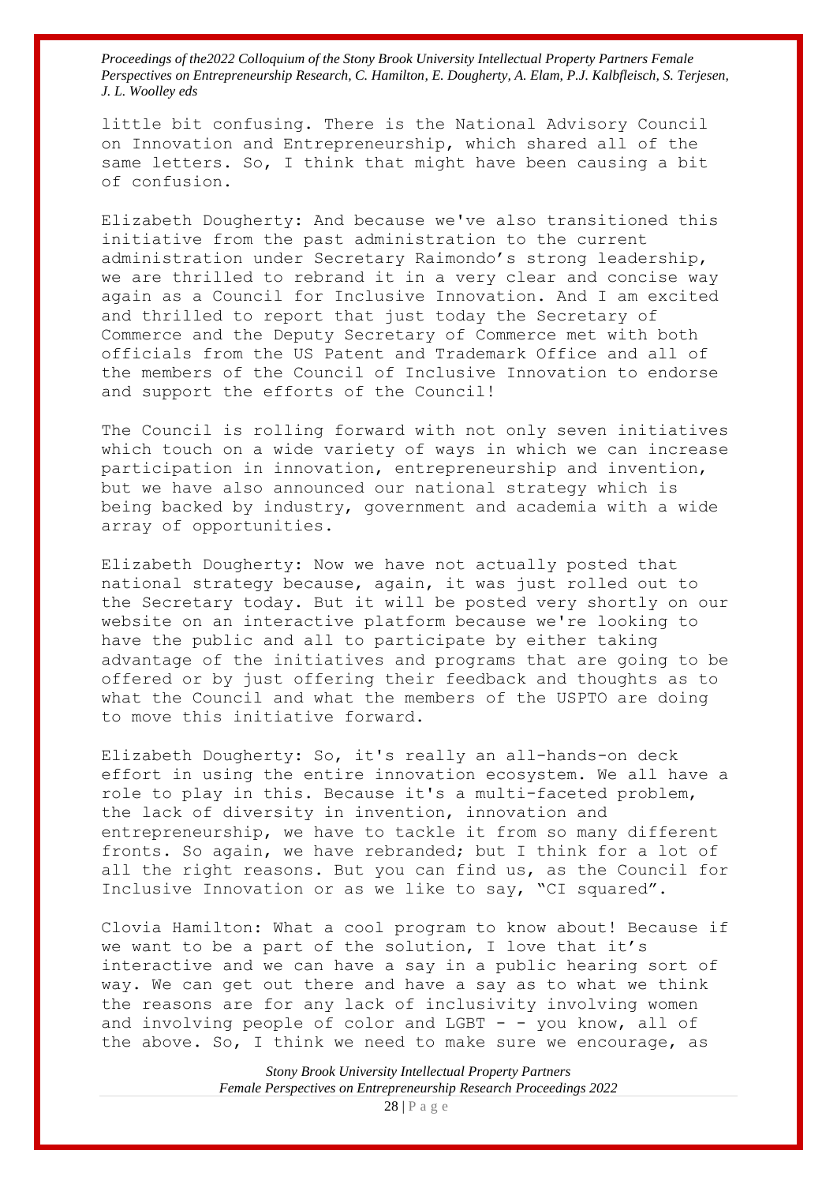little bit confusing. There is the National Advisory Council on Innovation and Entrepreneurship, which shared all of the same letters. So, I think that might have been causing a bit of confusion.

Elizabeth Dougherty: And because we've also transitioned this initiative from the past administration to the current administration under Secretary Raimondo's strong leadership, we are thrilled to rebrand it in a very clear and concise way again as a Council for Inclusive Innovation. And I am excited and thrilled to report that just today the Secretary of Commerce and the Deputy Secretary of Commerce met with both officials from the US Patent and Trademark Office and all of the members of the Council of Inclusive Innovation to endorse and support the efforts of the Council!

The Council is rolling forward with not only seven initiatives which touch on a wide variety of ways in which we can increase participation in innovation, entrepreneurship and invention, but we have also announced our national strategy which is being backed by industry, government and academia with a wide array of opportunities.

Elizabeth Dougherty: Now we have not actually posted that national strategy because, again, it was just rolled out to the Secretary today. But it will be posted very shortly on our website on an interactive platform because we're looking to have the public and all to participate by either taking advantage of the initiatives and programs that are going to be offered or by just offering their feedback and thoughts as to what the Council and what the members of the USPTO are doing to move this initiative forward.

Elizabeth Dougherty: So, it's really an all-hands-on deck effort in using the entire innovation ecosystem. We all have a role to play in this. Because it's a multi-faceted problem, the lack of diversity in invention, innovation and entrepreneurship, we have to tackle it from so many different fronts. So again, we have rebranded; but I think for a lot of all the right reasons. But you can find us, as the Council for Inclusive Innovation or as we like to say, "CI squared".

Clovia Hamilton: What a cool program to know about! Because if we want to be a part of the solution, I love that it's interactive and we can have a say in a public hearing sort of way. We can get out there and have a say as to what we think the reasons are for any lack of inclusivity involving women and involving people of color and LGBT - - you know, all of the above. So, I think we need to make sure we encourage, as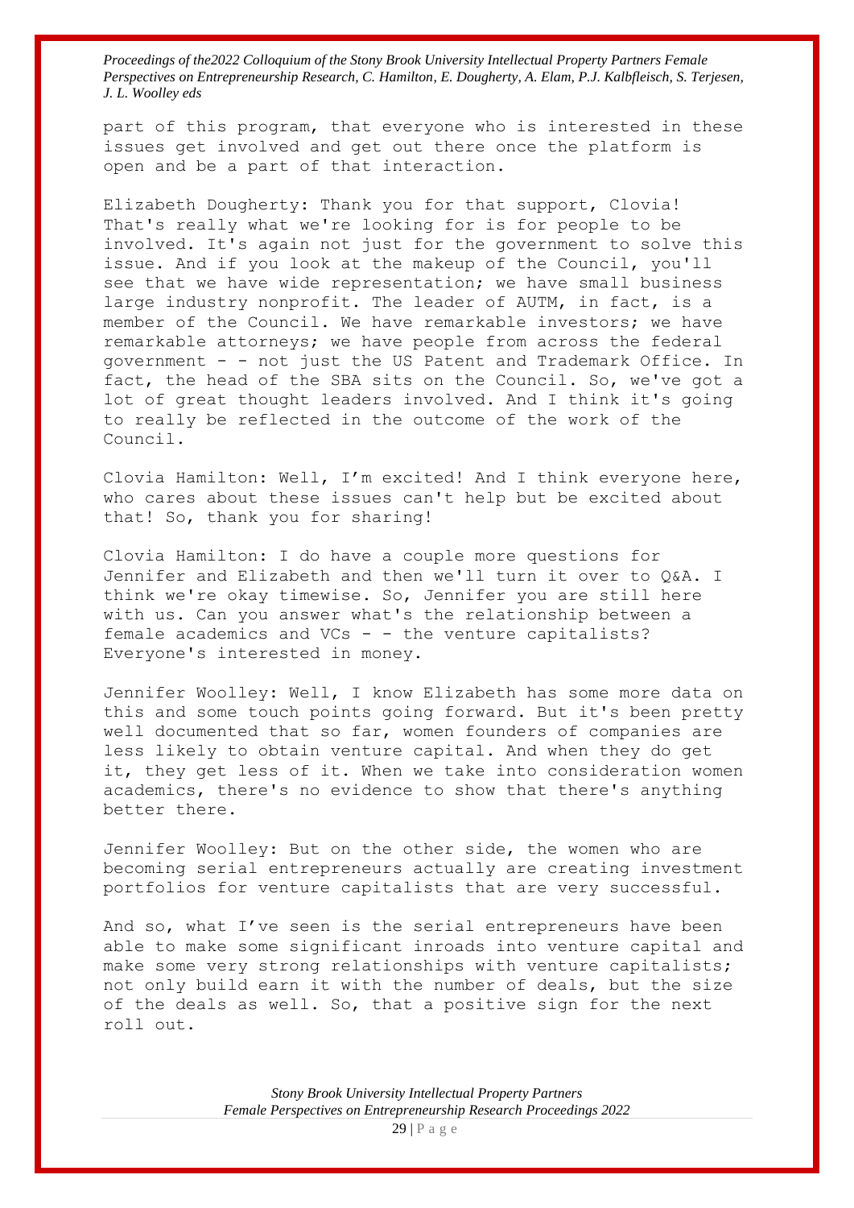part of this program, that everyone who is interested in these issues get involved and get out there once the platform is open and be a part of that interaction.

Elizabeth Dougherty: Thank you for that support, Clovia! That's really what we're looking for is for people to be involved. It's again not just for the government to solve this issue. And if you look at the makeup of the Council, you'll see that we have wide representation; we have small business large industry nonprofit. The leader of AUTM, in fact, is a member of the Council. We have remarkable investors; we have remarkable attorneys; we have people from across the federal government - - not just the US Patent and Trademark Office. In fact, the head of the SBA sits on the Council. So, we've got a lot of great thought leaders involved. And I think it's going to really be reflected in the outcome of the work of the Council.

Clovia Hamilton: Well, I'm excited! And I think everyone here, who cares about these issues can't help but be excited about that! So, thank you for sharing!

Clovia Hamilton: I do have a couple more questions for Jennifer and Elizabeth and then we'll turn it over to Q&A. I think we're okay timewise. So, Jennifer you are still here with us. Can you answer what's the relationship between a female academics and VCs - - the venture capitalists? Everyone's interested in money.

Jennifer Woolley: Well, I know Elizabeth has some more data on this and some touch points going forward. But it's been pretty well documented that so far, women founders of companies are less likely to obtain venture capital. And when they do get it, they get less of it. When we take into consideration women academics, there's no evidence to show that there's anything better there.

Jennifer Woolley: But on the other side, the women who are becoming serial entrepreneurs actually are creating investment portfolios for venture capitalists that are very successful.

And so, what I've seen is the serial entrepreneurs have been able to make some significant inroads into venture capital and make some very strong relationships with venture capitalists; not only build earn it with the number of deals, but the size of the deals as well. So, that a positive sign for the next roll out.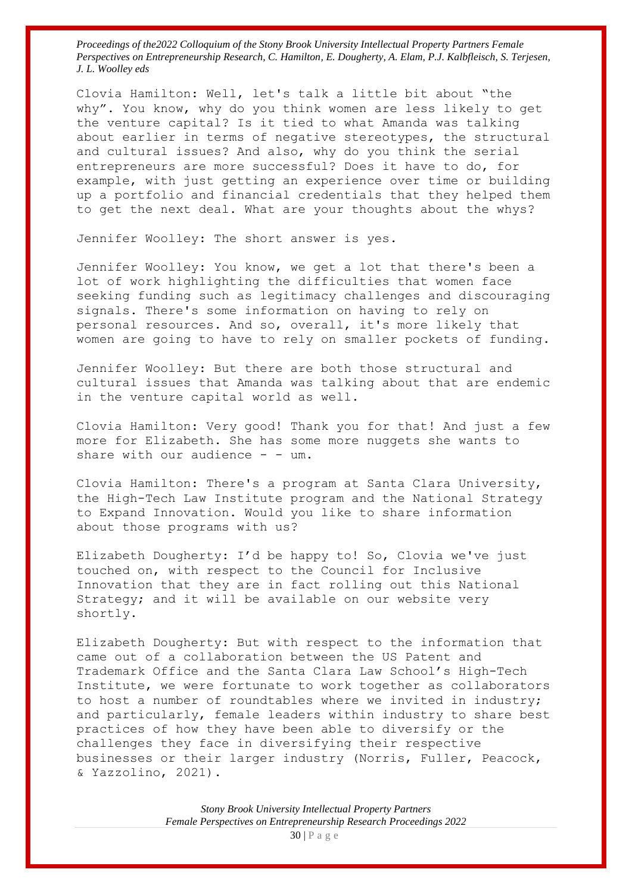Clovia Hamilton: Well, let's talk a little bit about “the why”. You know, why do you think women are less likely to get the venture capital? Is it tied to what Amanda was talking about earlier in terms of negative stereotypes, the structural and cultural issues? And also, why do you think the serial entrepreneurs are more successful? Does it have to do, for example, with just getting an experience over time or building up a portfolio and financial credentials that they helped them to get the next deal. What are your thoughts about the whys?

Jennifer Woolley: The short answer is yes.

Jennifer Woolley: You know, we get a lot that there's been a lot of work highlighting the difficulties that women face seeking funding such as legitimacy challenges and discouraging signals. There's some information on having to rely on personal resources. And so, overall, it's more likely that women are going to have to rely on smaller pockets of funding.

Jennifer Woolley: But there are both those structural and cultural issues that Amanda was talking about that are endemic in the venture capital world as well.

Clovia Hamilton: Very good! Thank you for that! And just a few more for Elizabeth. She has some more nuggets she wants to share with our audience - - um.

Clovia Hamilton: There's a program at Santa Clara University, the High-Tech Law Institute program and the National Strategy to Expand Innovation. Would you like to share information about those programs with us?

Elizabeth Dougherty: I'd be happy to! So, Clovia we've just touched on, with respect to the Council for Inclusive Innovation that they are in fact rolling out this National Strategy; and it will be available on our website very shortly.

Elizabeth Dougherty: But with respect to the information that came out of a collaboration between the US Patent and Trademark Office and the Santa Clara Law School's High-Tech Institute, we were fortunate to work together as collaborators to host a number of roundtables where we invited in industry; and particularly, female leaders within industry to share best practices of how they have been able to diversify or the challenges they face in diversifying their respective businesses or their larger industry (Norris, Fuller, Peacock, & Yazzolino, 2021).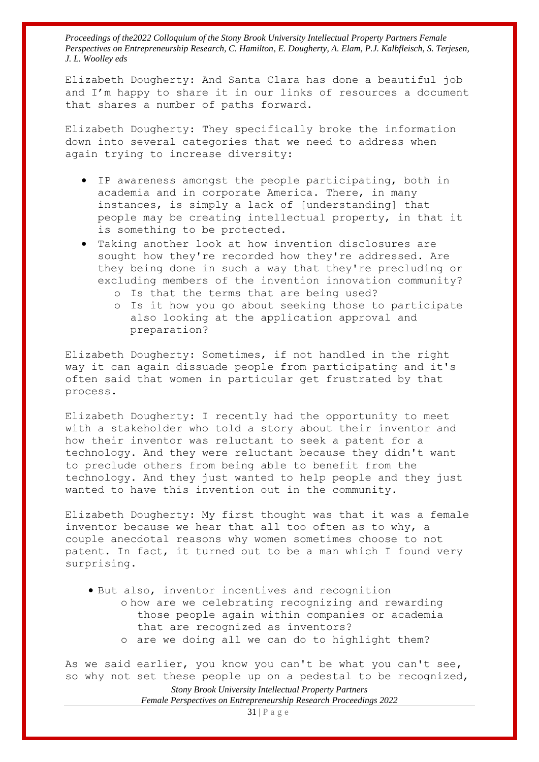Elizabeth Dougherty: And Santa Clara has done a beautiful job and I'm happy to share it in our links of resources a document that shares a number of paths forward.

Elizabeth Dougherty: They specifically broke the information down into several categories that we need to address when again trying to increase diversity:

- IP awareness amongst the people participating, both in academia and in corporate America. There, in many instances, is simply a lack of [understanding] that people may be creating intellectual property, in that it is something to be protected.
- Taking another look at how invention disclosures are sought how they're recorded how they're addressed. Are they being done in such a way that they're precluding or excluding members of the invention innovation community?
    - Is that the terms that are being used?
    - Is it how you go about seeking those to participate also looking at the application approval and preparation?

Elizabeth Dougherty: Sometimes, if not handled in the right way it can again dissuade people from participating and it's often said that women in particular get frustrated by that process.

Elizabeth Dougherty: I recently had the opportunity to meet with a stakeholder who told a story about their inventor and how their inventor was reluctant to seek a patent for a technology. And they were reluctant because they didn't want to preclude others from being able to benefit from the technology. And they just wanted to help people and they just wanted to have this invention out in the community.

Elizabeth Dougherty: My first thought was that it was a female inventor because we hear that all too often as to why, a couple anecdotal reasons why women sometimes choose to not patent. In fact, it turned out to be a man which I found very surprising.

- But also, inventor incentives and recognition
    - how are we celebrating recognizing and rewarding those people again within companies or academia that are recognized as inventors?
    - are we doing all we can do to highlight them?

As we said earlier, you know you can't be what you can't see, so why not set these people up on a pedestal to be recognized,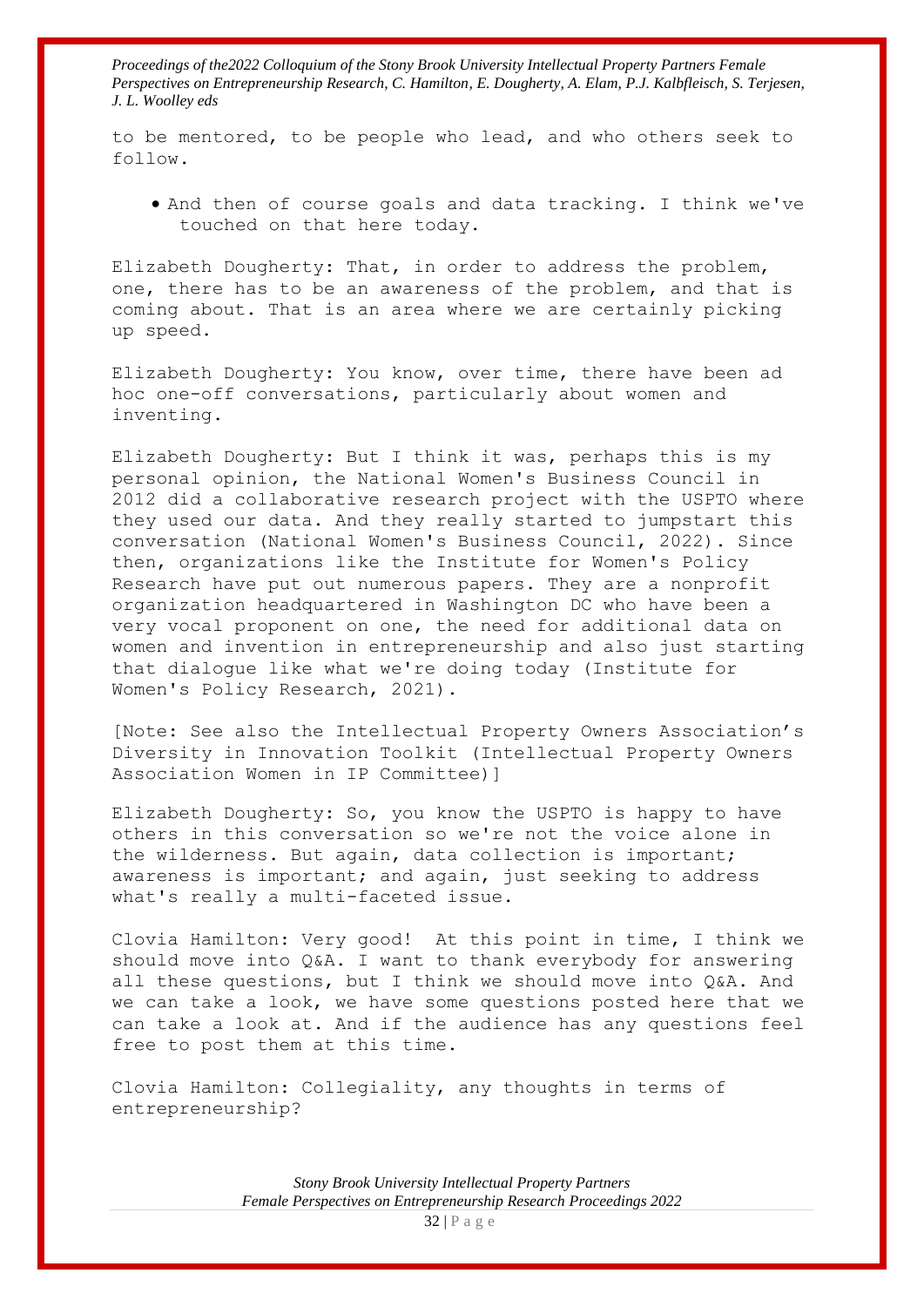to be mentored, to be people who lead, and who others seek to follow.

- And then of course goals and data tracking. I think we've touched on that here today.

Elizabeth Dougherty: That, in order to address the problem, one, there has to be an awareness of the problem, and that is coming about. That is an area where we are certainly picking up speed.

Elizabeth Dougherty: You know, over time, there have been ad hoc one-off conversations, particularly about women and inventing.

Elizabeth Dougherty: But I think it was, perhaps this is my personal opinion, the National Women's Business Council in 2012 did a collaborative research project with the USPTO where they used our data. And they really started to jumpstart this conversation (National Women's Business Council, 2022). Since then, organizations like the Institute for Women's Policy Research have put out numerous papers. They are a nonprofit organization headquartered in Washington DC who have been a very vocal proponent on one, the need for additional data on women and invention in entrepreneurship and also just starting that dialogue like what we're doing today (Institute for Women's Policy Research, 2021).

[Note: See also the Intellectual Property Owners Association's Diversity in Innovation Toolkit (Intellectual Property Owners Association Women in IP Committee)]

Elizabeth Dougherty: So, you know the USPTO is happy to have others in this conversation so we're not the voice alone in the wilderness. But again, data collection is important; awareness is important; and again, just seeking to address what's really a multi-faceted issue.

Clovia Hamilton: Very good! At this point in time, I think we should move into Q&A. I want to thank everybody for answering all these questions, but I think we should move into Q&A. And we can take a look, we have some questions posted here that we can take a look at. And if the audience has any questions feel free to post them at this time.

Clovia Hamilton: Collegiality, any thoughts in terms of entrepreneurship?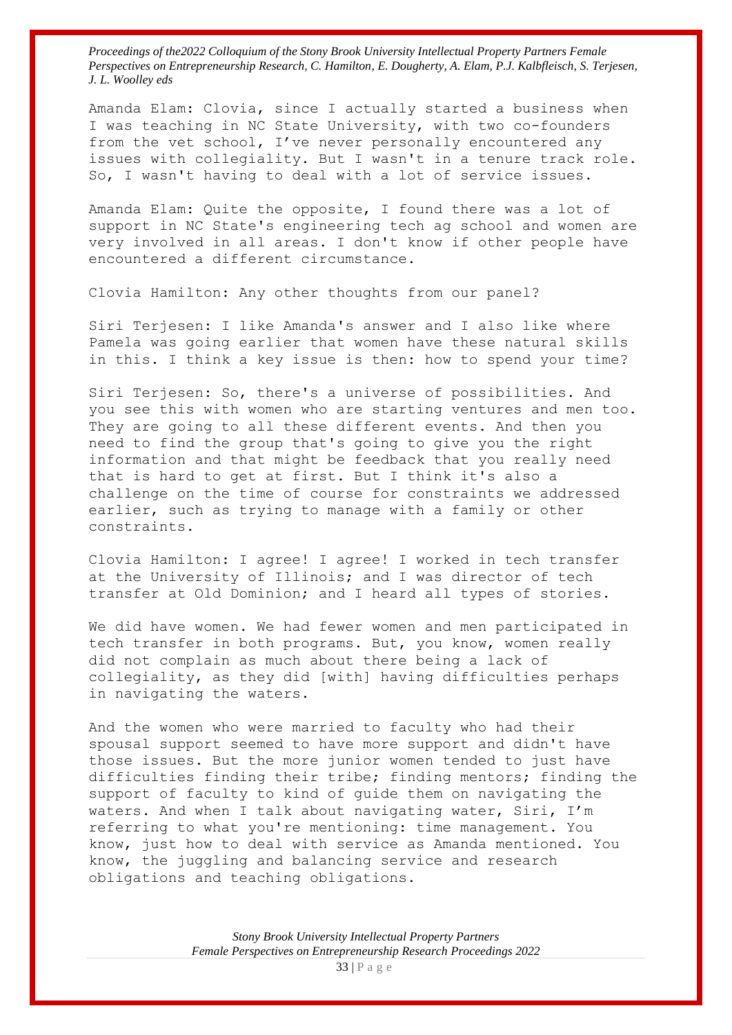Amanda Elam: Clovia, since I actually started a business when I was teaching in NC State University, with two co-founders from the vet school, I've never personally encountered any issues with collegiality. But I wasn't in a tenure track role. So, I wasn't having to deal with a lot of service issues.

Amanda Elam: Quite the opposite, I found there was a lot of support in NC State's engineering tech ag school and women are very involved in all areas. I don't know if other people have encountered a different circumstance.

Clovia Hamilton: Any other thoughts from our panel?

Siri Terjesen: I like Amanda's answer and I also like where Pamela was going earlier that women have these natural skills in this. I think a key issue is then: how to spend your time?

Siri Terjesen: So, there's a universe of possibilities. And you see this with women who are starting ventures and men too. They are going to all these different events. And then you need to find the group that's going to give you the right information and that might be feedback that you really need that is hard to get at first. But I think it's also a challenge on the time of course for constraints we addressed earlier, such as trying to manage with a family or other constraints.

Clovia Hamilton: I agree! I agree! I worked in tech transfer at the University of Illinois; and I was director of tech transfer at Old Dominion; and I heard all types of stories.

We did have women. We had fewer women and men participated in tech transfer in both programs. But, you know, women really did not complain as much about there being a lack of collegiality, as they did [with] having difficulties perhaps in navigating the waters.

And the women who were married to faculty who had their spousal support seemed to have more support and didn't have those issues. But the more junior women tended to just have difficulties finding their tribe; finding mentors; finding the support of faculty to kind of guide them on navigating the waters. And when I talk about navigating water, Siri, I'm referring to what you're mentioning: time management. You know, just how to deal with service as Amanda mentioned. You know, the juggling and balancing service and research obligations and teaching obligations.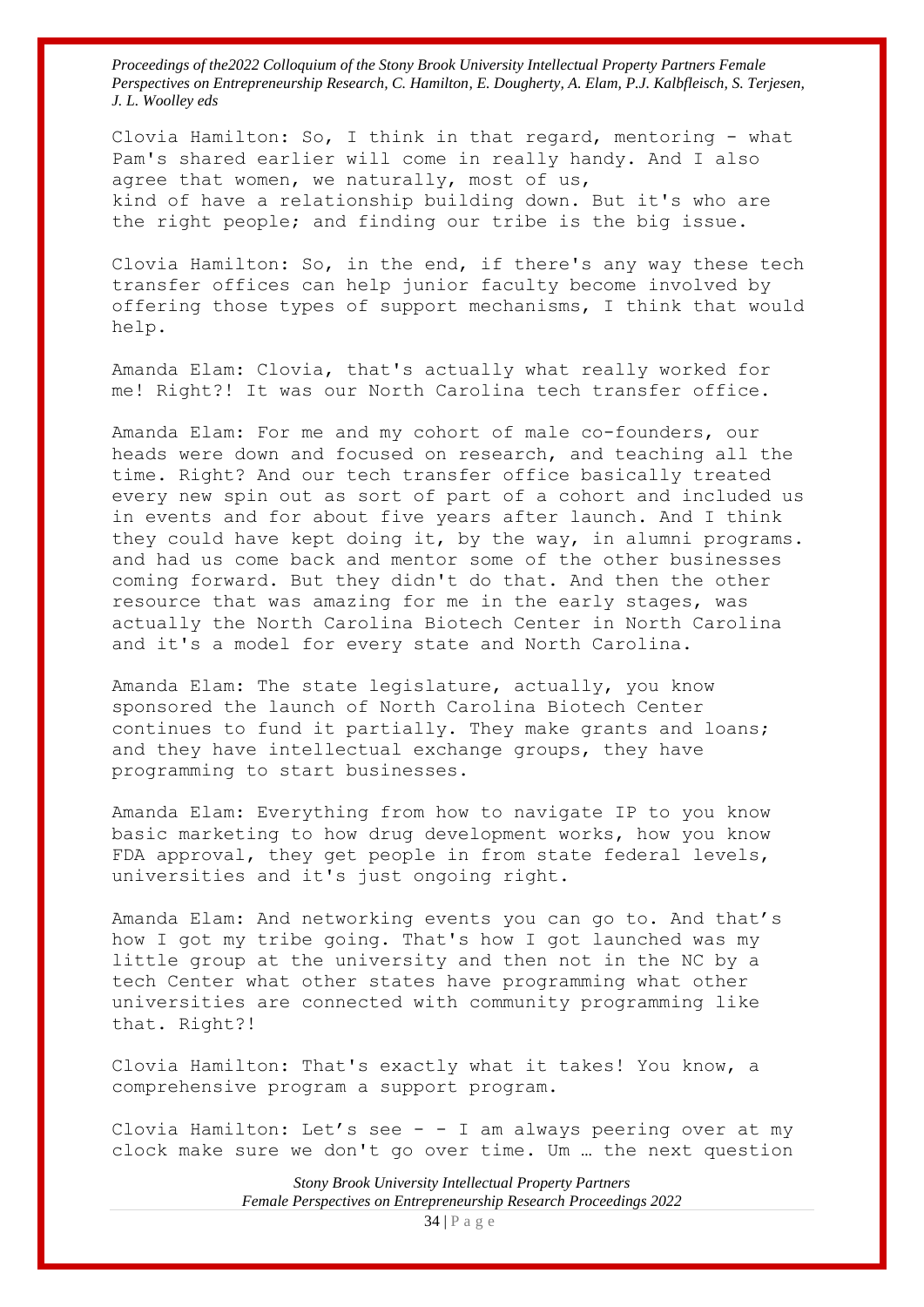Clovia Hamilton: So, I think in that regard, mentoring - what Pam's shared earlier will come in really handy. And I also agree that women, we naturally, most of us, kind of have a relationship building down. But it's who are the right people; and finding our tribe is the big issue.

Clovia Hamilton: So, in the end, if there's any way these tech transfer offices can help junior faculty become involved by offering those types of support mechanisms, I think that would help.

Amanda Elam: Clovia, that's actually what really worked for me! Right?! It was our North Carolina tech transfer office.

Amanda Elam: For me and my cohort of male co-founders, our heads were down and focused on research, and teaching all the time. Right? And our tech transfer office basically treated every new spin out as sort of part of a cohort and included us in events and for about five years after launch. And I think they could have kept doing it, by the way, in alumni programs. and had us come back and mentor some of the other businesses coming forward. But they didn't do that. And then the other resource that was amazing for me in the early stages, was actually the North Carolina Biotech Center in North Carolina and it's a model for every state and North Carolina.

Amanda Elam: The state legislature, actually, you know sponsored the launch of North Carolina Biotech Center continues to fund it partially. They make grants and loans; and they have intellectual exchange groups, they have programming to start businesses.

Amanda Elam: Everything from how to navigate IP to you know basic marketing to how drug development works, how you know FDA approval, they get people in from state federal levels, universities and it's just ongoing right.

Amanda Elam: And networking events you can go to. And that's how I got my tribe going. That's how I got launched was my little group at the university and then not in the NC by a tech Center what other states have programming what other universities are connected with community programming like that. Right?!

Clovia Hamilton: That's exactly what it takes! You know, a comprehensive program a support program.

Clovia Hamilton: Let's see - - I am always peering over at my clock make sure we don't go over time. Um … the next question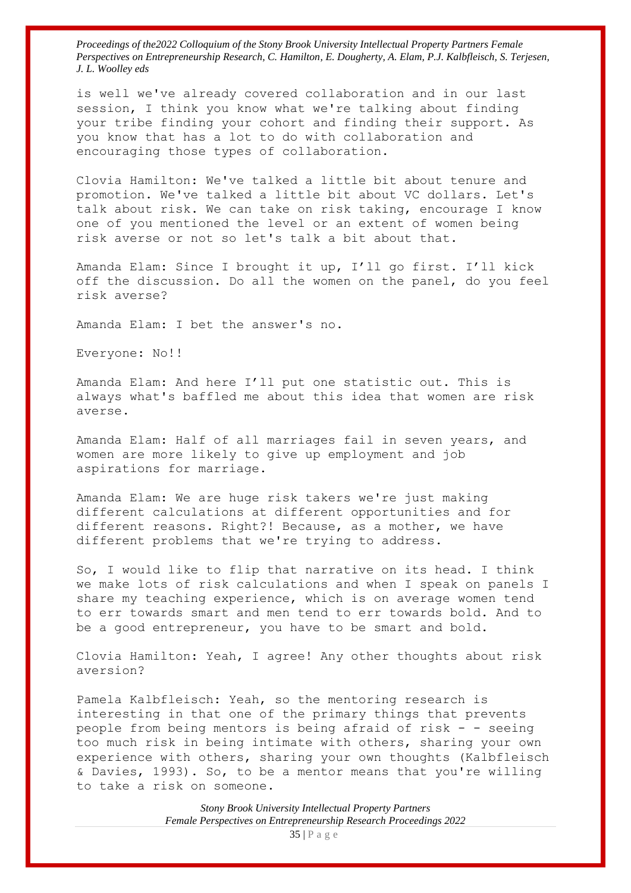is well we've already covered collaboration and in our last session, I think you know what we're talking about finding your tribe finding your cohort and finding their support. As you know that has a lot to do with collaboration and encouraging those types of collaboration.

Clovia Hamilton: We've talked a little bit about tenure and promotion. We've talked a little bit about VC dollars. Let's talk about risk. We can take on risk taking, encourage I know one of you mentioned the level or an extent of women being risk averse or not so let's talk a bit about that.

Amanda Elam: Since I brought it up, I'll go first. I'll kick off the discussion. Do all the women on the panel, do you feel risk averse?

Amanda Elam: I bet the answer's no.

Everyone: No!!

Amanda Elam: And here I'll put one statistic out. This is always what's baffled me about this idea that women are risk averse.

Amanda Elam: Half of all marriages fail in seven years, and women are more likely to give up employment and job aspirations for marriage.

Amanda Elam: We are huge risk takers we're just making different calculations at different opportunities and for different reasons. Right?! Because, as a mother, we have different problems that we're trying to address.

So, I would like to flip that narrative on its head. I think we make lots of risk calculations and when I speak on panels I share my teaching experience, which is on average women tend to err towards smart and men tend to err towards bold. And to be a good entrepreneur, you have to be smart and bold.

Clovia Hamilton: Yeah, I agree! Any other thoughts about risk aversion?

Pamela Kalbfleisch: Yeah, so the mentoring research is interesting in that one of the primary things that prevents people from being mentors is being afraid of risk - - seeing too much risk in being intimate with others, sharing your own experience with others, sharing your own thoughts (Kalbfleisch & Davies, 1993). So, to be a mentor means that you're willing to take a risk on someone.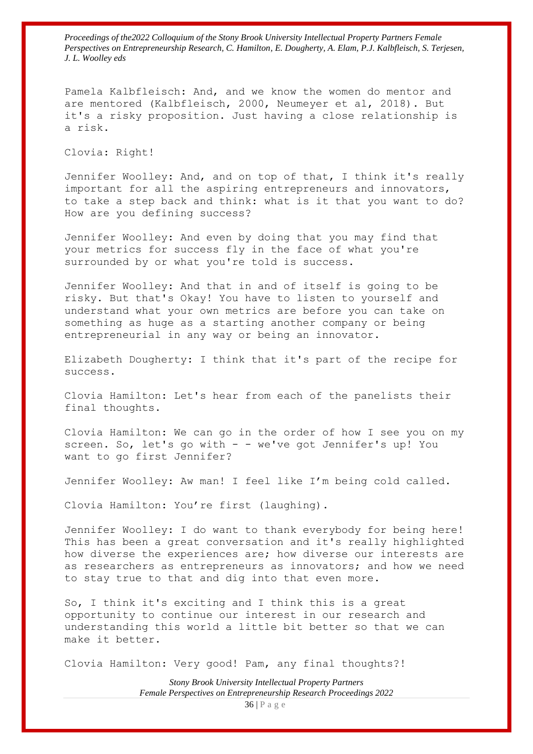Pamela Kalbfleisch: And, and we know the women do mentor and are mentored (Kalbfleisch, 2000, Neumeyer et al, 2018). But it's a risky proposition. Just having a close relationship is a risk.

Clovia: Right!

Jennifer Woolley: And, and on top of that, I think it's really important for all the aspiring entrepreneurs and innovators, to take a step back and think: what is it that you want to do? How are you defining success?

Jennifer Woolley: And even by doing that you may find that your metrics for success fly in the face of what you're surrounded by or what you're told is success.

Jennifer Woolley: And that in and of itself is going to be risky. But that's Okay! You have to listen to yourself and understand what your own metrics are before you can take on something as huge as a starting another company or being entrepreneurial in any way or being an innovator.

Elizabeth Dougherty: I think that it's part of the recipe for success.

Clovia Hamilton: Let's hear from each of the panelists their final thoughts.

Clovia Hamilton: We can go in the order of how I see you on my screen. So, let's go with - - we've got Jennifer's up! You want to go first Jennifer?

Jennifer Woolley: Aw man! I feel like I'm being cold called.

Clovia Hamilton: You're first (laughing).

Jennifer Woolley: I do want to thank everybody for being here! This has been a great conversation and it's really highlighted how diverse the experiences are; how diverse our interests are as researchers as entrepreneurs as innovators; and how we need to stay true to that and dig into that even more.

So, I think it's exciting and I think this is a great opportunity to continue our interest in our research and understanding this world a little bit better so that we can make it better.

Clovia Hamilton: Very good! Pam, any final thoughts?!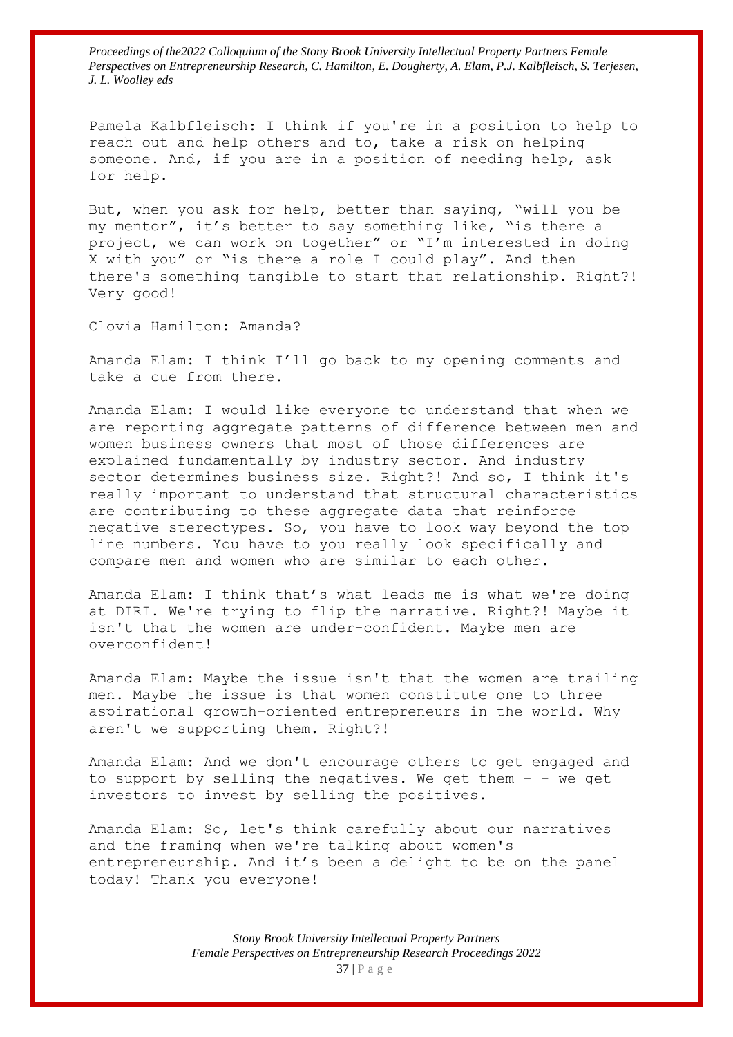Pamela Kalbfleisch: I think if you're in a position to help to reach out and help others and to, take a risk on helping someone. And, if you are in a position of needing help, ask for help.

But, when you ask for help, better than saying, "will you be my mentor", it's better to say something like, "is there a project, we can work on together" or "I'm interested in doing X with you" or "is there a role I could play". And then there's something tangible to start that relationship. Right?! Very good!

Clovia Hamilton: Amanda?

Amanda Elam: I think I'll go back to my opening comments and take a cue from there.

Amanda Elam: I would like everyone to understand that when we are reporting aggregate patterns of difference between men and women business owners that most of those differences are explained fundamentally by industry sector. And industry sector determines business size. Right?! And so, I think it's really important to understand that structural characteristics are contributing to these aggregate data that reinforce negative stereotypes. So, you have to look way beyond the top line numbers. You have to you really look specifically and compare men and women who are similar to each other.

Amanda Elam: I think that's what leads me is what we're doing at DIRI. We're trying to flip the narrative. Right?! Maybe it isn't that the women are under-confident. Maybe men are overconfident!

Amanda Elam: Maybe the issue isn't that the women are trailing men. Maybe the issue is that women constitute one to three aspirational growth-oriented entrepreneurs in the world. Why aren't we supporting them. Right?!

Amanda Elam: And we don't encourage others to get engaged and to support by selling the negatives. We get them - - we get investors to invest by selling the positives.

Amanda Elam: So, let's think carefully about our narratives and the framing when we're talking about women's entrepreneurship. And it's been a delight to be on the panel today! Thank you everyone!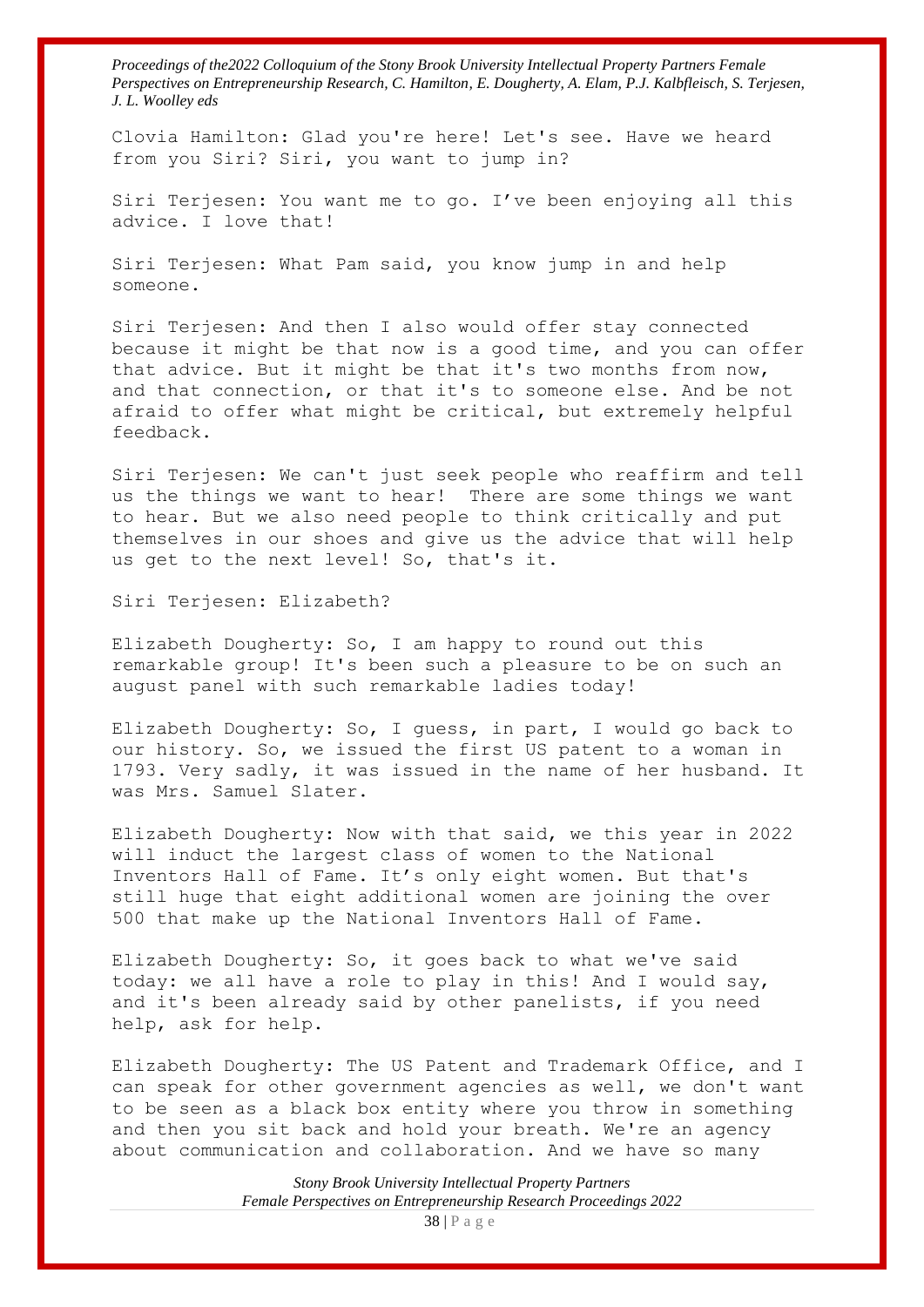Clovia Hamilton: Glad you're here! Let's see. Have we heard from you Siri? Siri, you want to jump in?

Siri Terjesen: You want me to go. I've been enjoying all this advice. I love that!

Siri Terjesen: What Pam said, you know jump in and help someone.

Siri Terjesen: And then I also would offer stay connected because it might be that now is a good time, and you can offer that advice. But it might be that it's two months from now, and that connection, or that it's to someone else. And be not afraid to offer what might be critical, but extremely helpful feedback.

Siri Terjesen: We can't just seek people who reaffirm and tell us the things we want to hear! There are some things we want to hear. But we also need people to think critically and put themselves in our shoes and give us the advice that will help us get to the next level! So, that's it.

Siri Terjesen: Elizabeth?

Elizabeth Dougherty: So, I am happy to round out this remarkable group! It's been such a pleasure to be on such an august panel with such remarkable ladies today!

Elizabeth Dougherty: So, I guess, in part, I would go back to our history. So, we issued the first US patent to a woman in 1793. Very sadly, it was issued in the name of her husband. It was Mrs. Samuel Slater.

Elizabeth Dougherty: Now with that said, we this year in 2022 will induct the largest class of women to the National Inventors Hall of Fame. It's only eight women. But that's still huge that eight additional women are joining the over 500 that make up the National Inventors Hall of Fame.

Elizabeth Dougherty: So, it goes back to what we've said today: we all have a role to play in this! And I would say, and it's been already said by other panelists, if you need help, ask for help.

Elizabeth Dougherty: The US Patent and Trademark Office, and I can speak for other government agencies as well, we don't want to be seen as a black box entity where you throw in something and then you sit back and hold your breath. We're an agency about communication and collaboration. And we have so many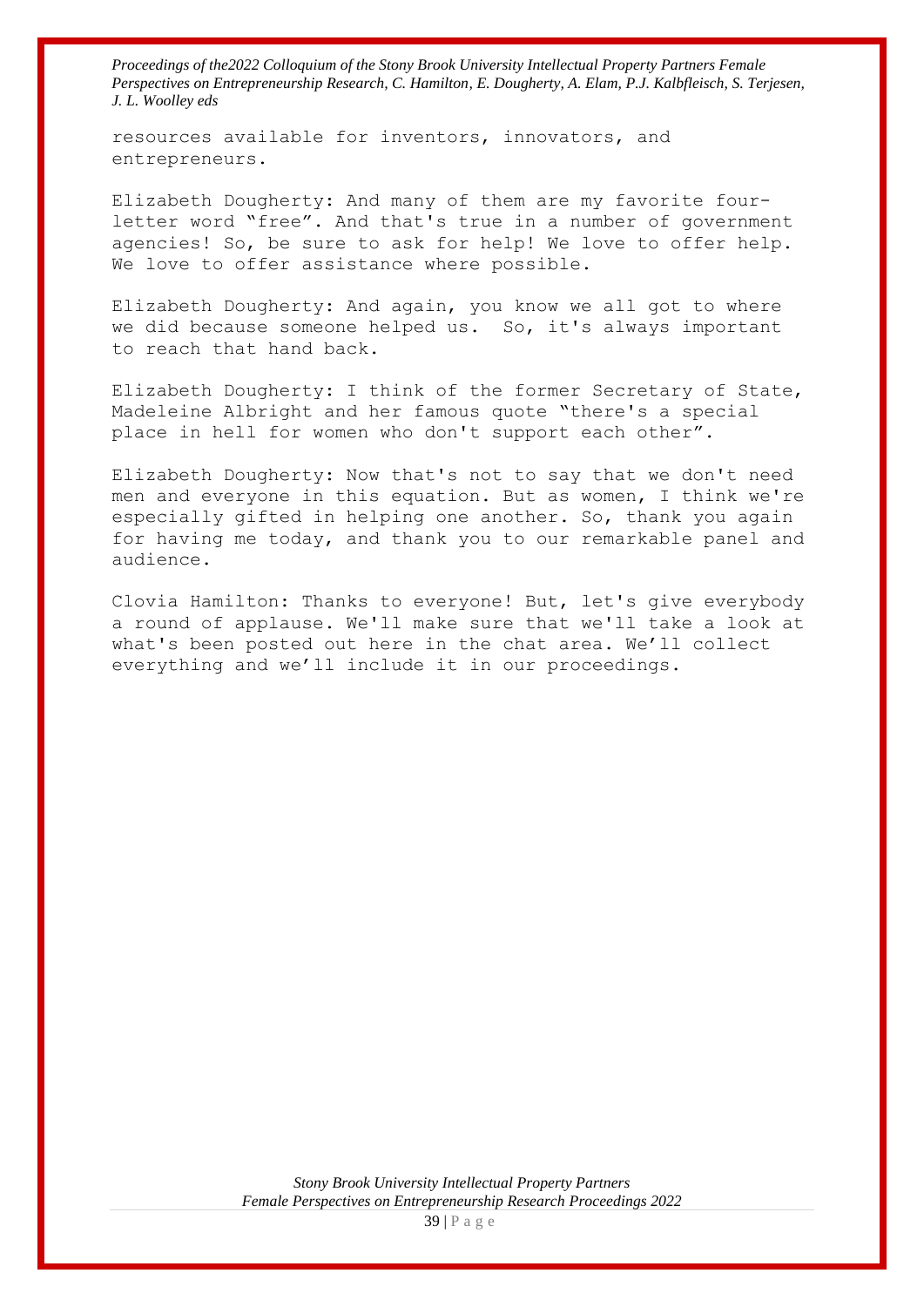resources available for inventors, innovators, and entrepreneurs.

Elizabeth Dougherty: And many of them are my favorite four-letter word “free”. And that's true in a number of government agencies! So, be sure to ask for help! We love to offer help. We love to offer assistance where possible.

Elizabeth Dougherty: And again, you know we all got to where we did because someone helped us. So, it's always important to reach that hand back.

Elizabeth Dougherty: I think of the former Secretary of State, Madeleine Albright and her famous quote “there's a special place in hell for women who don't support each other”.

Elizabeth Dougherty: Now that's not to say that we don't need men and everyone in this equation. But as women, I think we're especially gifted in helping one another. So, thank you again for having me today, and thank you to our remarkable panel and audience.

Clovia Hamilton: Thanks to everyone! But, let's give everybody a round of applause. We'll make sure that we'll take a look at what's been posted out here in the chat area. We'll collect everything and we'll include it in our proceedings.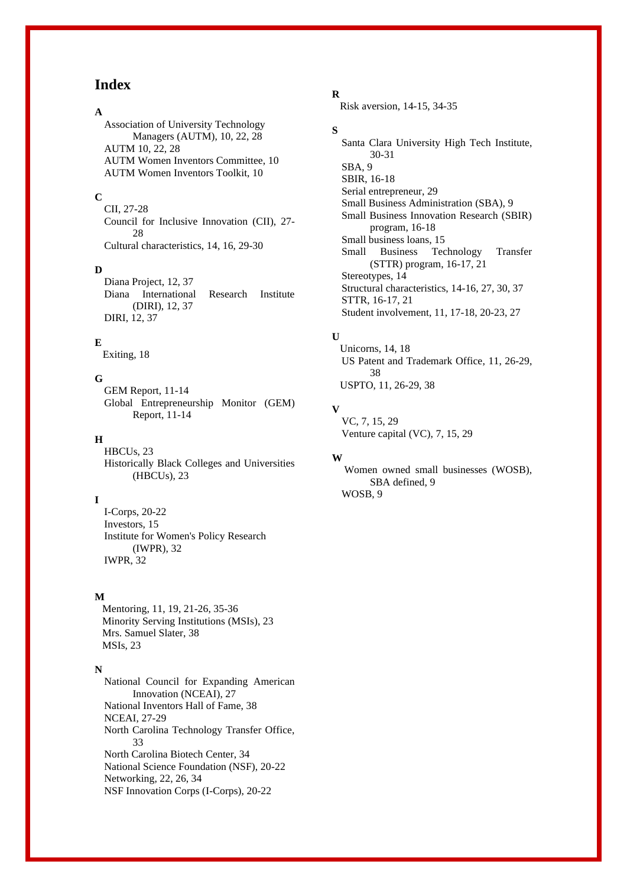# Index

**A**

- Association of University Technology Managers (AUTM), 10, 22, 28
- AUTM 10, 22, 28
- AUTM Women Inventors Committee, 10
- AUTM Women Inventors Toolkit, 10

**C**

- CII, 27-28
- Council for Inclusive Innovation (CII), 27-28
- Cultural characteristics, 14, 16, 29-30

**D**

- Diana Project, 12, 37
- Diana International Research Institute (DIRI), 12, 37
- DIRI, 12, 37

**E**

- Exiting, 18

**G**

- GEM Report, 11-14
- Global Entrepreneurship Monitor (GEM) Report, 11-14

**H**

- HBCUs, 23
- Historically Black Colleges and Universities (HBCUs), 23

**I**

- I-Corps, 20-22
- Investors, 15
- Institute for Women's Policy Research (IWPR), 32
- IWPR, 32

**M**

- Mentoring, 11, 19, 21-26, 35-36
- Minority Serving Institutions (MSIs), 23
- Mrs. Samuel Slater, 38
- MSIs, 23

**N**

- National Council for Expanding American Innovation (NCEAI), 27
- National Inventors Hall of Fame, 38
- NCEAI, 27-29
- North Carolina Technology Transfer Office, 33
- North Carolina Biotech Center, 34
- National Science Foundation (NSF), 20-22
- Networking, 22, 26, 34
- NSF Innovation Corps (I-Corps), 20-22

**R**

- Risk aversion, 14-15, 34-35

**S**

- Santa Clara University High Tech Institute, 30-31
- SBA, 9
- SBIR, 16-18
- Serial entrepreneur, 29
- Small Business Administration (SBA), 9
- Small Business Innovation Research (SBIR) program, 16-18
- Small business loans, 15
- Small Business Technology Transfer (STTR) program, 16-17, 21
- Stereotypes, 14
- Structural characteristics, 14-16, 27, 30, 37
- STTR, 16-17, 21
- Student involvement, 11, 17-18, 20-23, 27

**U**

- Unicorns, 14, 18
- US Patent and Trademark Office, 11, 26-29, 38
- USPTO, 11, 26-29, 38

**V**

- VC, 7, 15, 29
- Venture capital (VC), 7, 15, 29

**W**

- Women owned small businesses (WOSB), SBA defined, 9
- WOSB, 9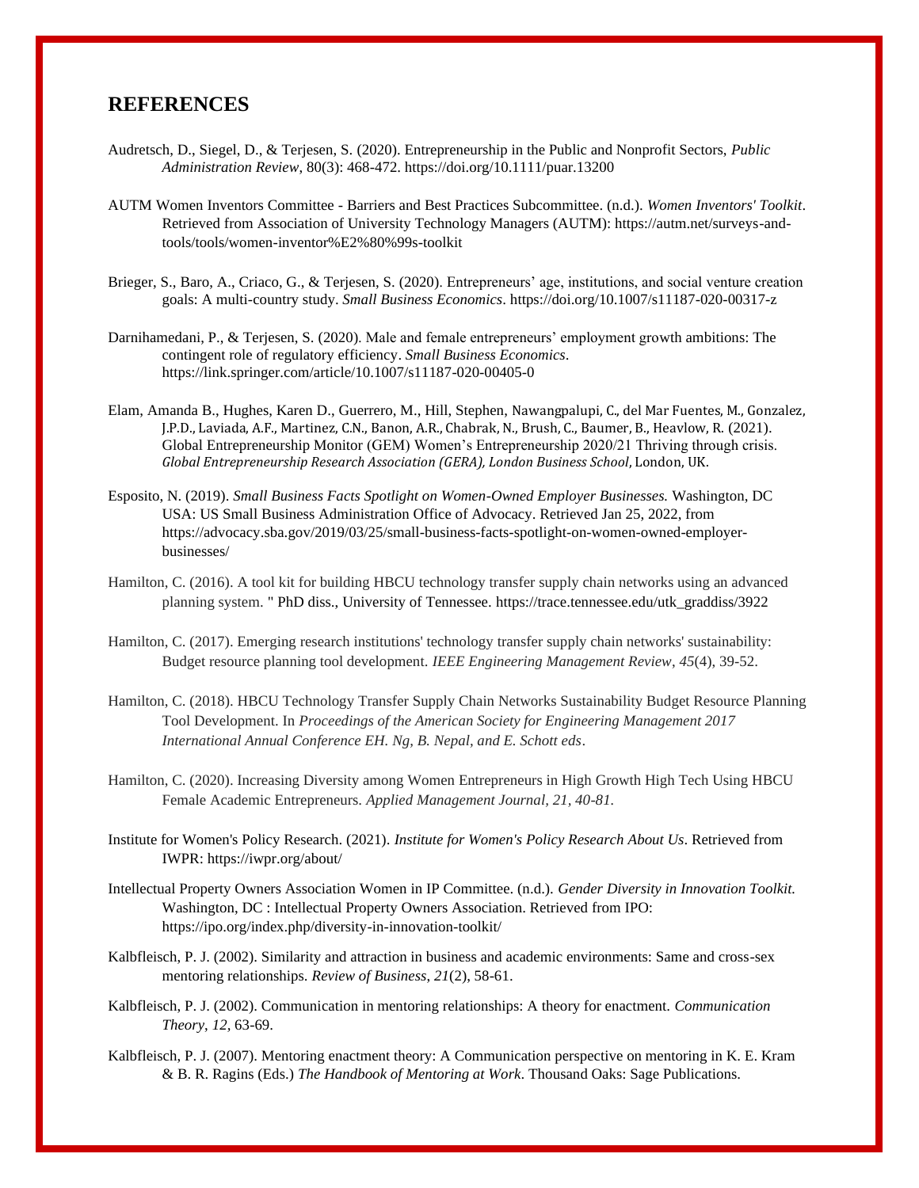## REFERENCES

Audretsch, D., Siegel, D., & Terjesen, S. (2020). Entrepreneurship in the Public and Nonprofit Sectors, *Public Administration Review*, 80(3): 468-472. https://doi.org/10.1111/puar.13200

AUTM Women Inventors Committee - Barriers and Best Practices Subcommittee. (n.d.). *Women Inventors' Toolkit*. Retrieved from Association of University Technology Managers (AUTM): https://autm.net/surveys-and-tools/tools/women-inventor%E2%80%99s-toolkit

Brieger, S., Baro, A., Criaco, G., & Terjesen, S. (2020). Entrepreneurs' age, institutions, and social venture creation goals: A multi-country study. *Small Business Economics*. https://doi.org/10.1007/s11187-020-00317-z

Darnihamedani, P., & Terjesen, S. (2020). Male and female entrepreneurs' employment growth ambitions: The contingent role of regulatory efficiency. *Small Business Economics*. https://link.springer.com/article/10.1007/s11187-020-00405-0

Elam, Amanda B., Hughes, Karen D., Guerrero, M., Hill, Stephen, Nawangpalupi, C., del Mar Fuentes, M., Gonzalez, J.P.D., Laviada, A.F., Martinez, C.N., Banon, A.R., Chabrak, N., Brush, C., Baumer, B., Heavlow, R. (2021). Global Entrepreneurship Monitor (GEM) Women's Entrepreneurship 2020/21 Thriving through crisis. *Global Entrepreneurship Research Association (GERA), London Business School*, London, UK.

Esposito, N. (2019). *Small Business Facts Spotlight on Women-Owned Employer Businesses.* Washington, DC USA: US Small Business Administration Office of Advocacy. Retrieved Jan 25, 2022, from https://advocacy.sba.gov/2019/03/25/small-business-facts-spotlight-on-women-owned-employer-businesses/

Hamilton, C. (2016). A tool kit for building HBCU technology transfer supply chain networks using an advanced planning system. " PhD diss., University of Tennessee. https://trace.tennessee.edu/utk_graddiss/3922

Hamilton, C. (2017). Emerging research institutions' technology transfer supply chain networks' sustainability: Budget resource planning tool development. *IEEE Engineering Management Review*, *45*(4), 39-52.

Hamilton, C. (2018). HBCU Technology Transfer Supply Chain Networks Sustainability Budget Resource Planning Tool Development. In *Proceedings of the American Society for Engineering Management 2017 International Annual Conference EH. Ng, B. Nepal, and E. Schott eds*.

Hamilton, C. (2020). Increasing Diversity among Women Entrepreneurs in High Growth High Tech Using HBCU Female Academic Entrepreneurs. *Applied Management Journal, 21, 40-81.*

Institute for Women's Policy Research. (2021). *Institute for Women's Policy Research About Us*. Retrieved from IWPR: https://iwpr.org/about/

Intellectual Property Owners Association Women in IP Committee. (n.d.). *Gender Diversity in Innovation Toolkit.* Washington, DC : Intellectual Property Owners Association. Retrieved from IPO: https://ipo.org/index.php/diversity-in-innovation-toolkit/

Kalbfleisch, P. J. (2002). Similarity and attraction in business and academic environments: Same and cross-sex mentoring relationships. *Review of Business*, *21*(2), 58-61.

Kalbfleisch, P. J. (2002). Communication in mentoring relationships: A theory for enactment. *Communication Theory*, *12*, 63-69.

Kalbfleisch, P. J. (2007). Mentoring enactment theory: A Communication perspective on mentoring in K. E. Kram & B. R. Ragins (Eds.) *The Handbook of Mentoring at Work*. Thousand Oaks: Sage Publications.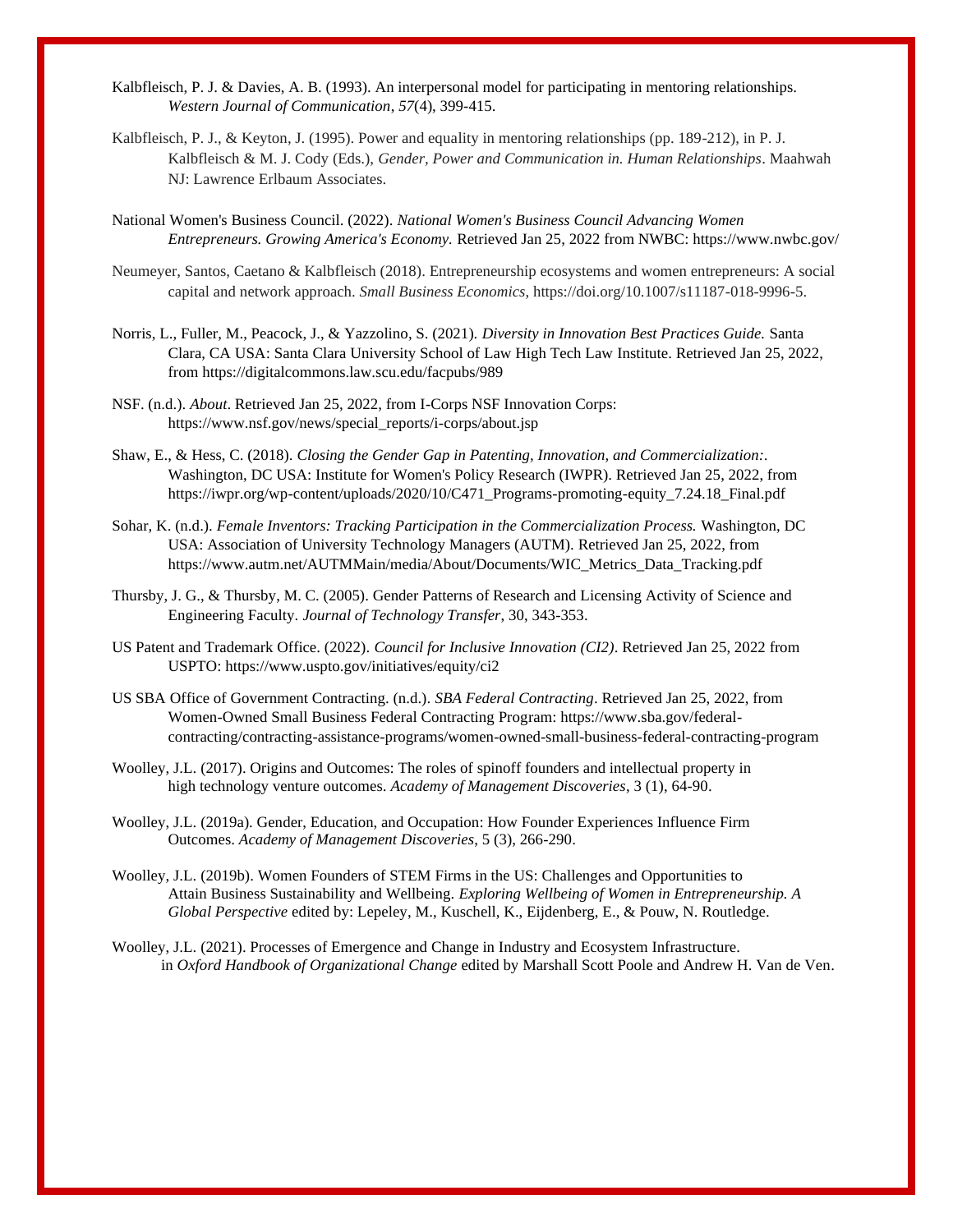Kalbfleisch, P. J. & Davies, A. B. (1993). An interpersonal model for participating in mentoring relationships. *Western Journal of Communication*, *57*(4), 399-415.

Kalbfleisch, P. J., & Keyton, J. (1995). Power and equality in mentoring relationships (pp. 189-212), in P. J. Kalbfleisch & M. J. Cody (Eds.), *Gender, Power and Communication in. Human Relationships*. Maahwah NJ: Lawrence Erlbaum Associates.

National Women's Business Council. (2022). *National Women's Business Council Advancing Women Entrepreneurs. Growing America's Economy.* Retrieved Jan 25, 2022 from NWBC: https://www.nwbc.gov/

Neumeyer, Santos, Caetano & Kalbfleisch (2018). Entrepreneurship ecosystems and women entrepreneurs: A social capital and network approach. *Small Business Economics*, https://doi.org/10.1007/s11187-018-9996-5.

Norris, L., Fuller, M., Peacock, J., & Yazzolino, S. (2021). *Diversity in Innovation Best Practices Guide.* Santa Clara, CA USA: Santa Clara University School of Law High Tech Law Institute. Retrieved Jan 25, 2022, from https://digitalcommons.law.scu.edu/facpubs/989

NSF. (n.d.). *About*. Retrieved Jan 25, 2022, from I-Corps NSF Innovation Corps: https://www.nsf.gov/news/special_reports/i-corps/about.jsp

Shaw, E., & Hess, C. (2018). *Closing the Gender Gap in Patenting, Innovation, and Commercialization:*. Washington, DC USA: Institute for Women's Policy Research (IWPR). Retrieved Jan 25, 2022, from https://iwpr.org/wp-content/uploads/2020/10/C471_Programs-promoting-equity_7.24.18_Final.pdf

Sohar, K. (n.d.). *Female Inventors: Tracking Participation in the Commercialization Process.* Washington, DC USA: Association of University Technology Managers (AUTM). Retrieved Jan 25, 2022, from https://www.autm.net/AUTMMain/media/About/Documents/WIC_Metrics_Data_Tracking.pdf

Thursby, J. G., & Thursby, M. C. (2005). Gender Patterns of Research and Licensing Activity of Science and Engineering Faculty. *Journal of Technology Transfer*, 30, 343-353.

US Patent and Trademark Office. (2022). *Council for Inclusive Innovation (CI2)*. Retrieved Jan 25, 2022 from USPTO: https://www.uspto.gov/initiatives/equity/ci2

US SBA Office of Government Contracting. (n.d.). *SBA Federal Contracting*. Retrieved Jan 25, 2022, from Women-Owned Small Business Federal Contracting Program: https://www.sba.gov/federal-contracting/contracting-assistance-programs/women-owned-small-business-federal-contracting-program

Woolley, J.L. (2017). Origins and Outcomes: The roles of spinoff founders and intellectual property in high technology venture outcomes. *Academy of Management Discoveries*, 3 (1), 64-90.

Woolley, J.L. (2019a). Gender, Education, and Occupation: How Founder Experiences Influence Firm Outcomes. *Academy of Management Discoveries*, 5 (3), 266-290.

Woolley, J.L. (2019b). Women Founders of STEM Firms in the US: Challenges and Opportunities to Attain Business Sustainability and Wellbeing. *Exploring Wellbeing of Women in Entrepreneurship. A Global Perspective* edited by: Lepeley, M., Kuschell, K., Eijdenberg, E., & Pouw, N. Routledge.

Woolley, J.L. (2021). Processes of Emergence and Change in Industry and Ecosystem Infrastructure. in *Oxford Handbook of Organizational Change* edited by Marshall Scott Poole and Andrew H. Van de Ven.